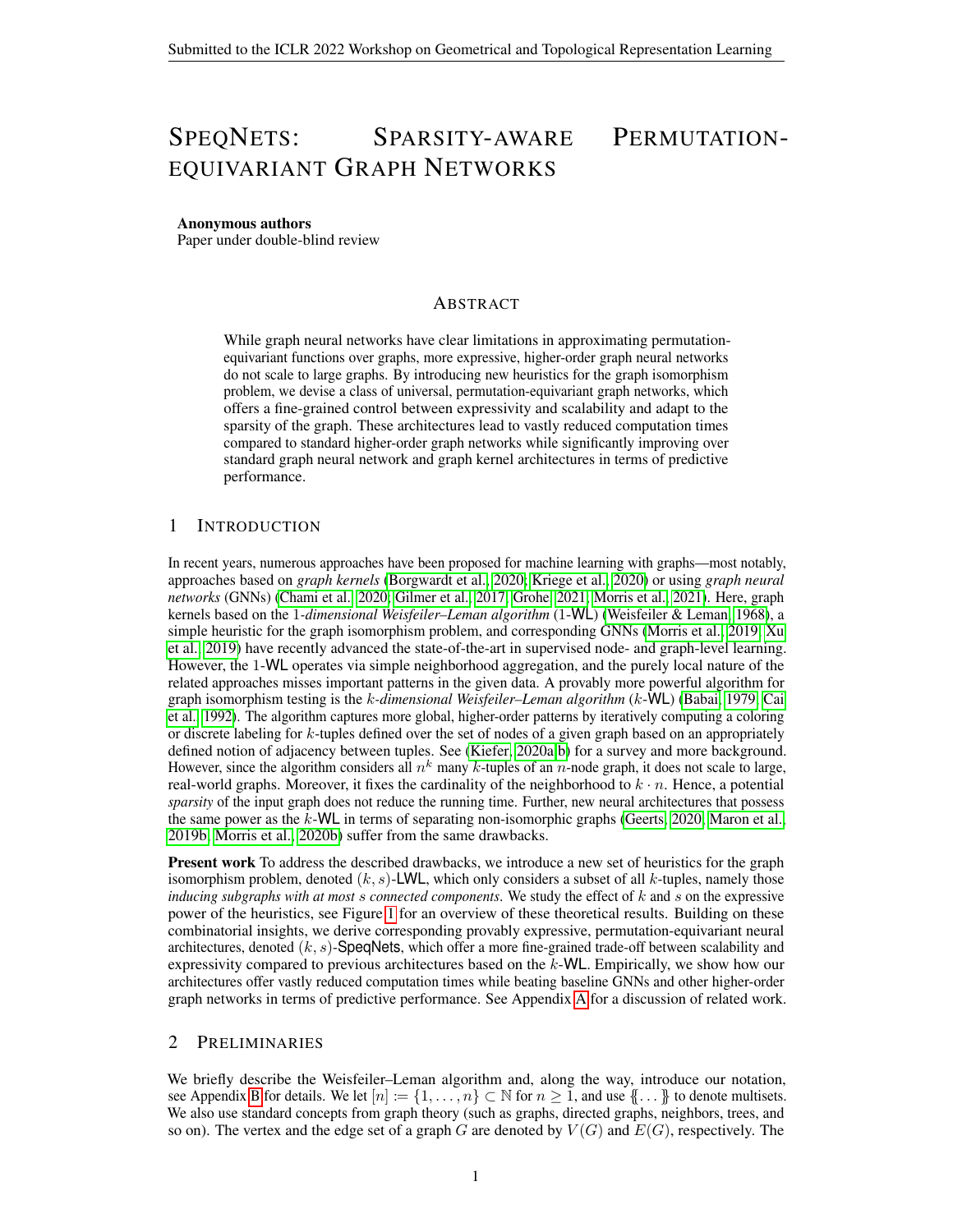# SpeqNets: Sparsity-aware Permutation-equivariant Graph Networks

**Anonymous authors**
Paper under double-blind review

## Abstract

While graph neural networks have clear limitations in approximating permutation-equivariant functions over graphs, more expressive, higher-order graph neural networks do not scale to large graphs. By introducing new heuristics for the graph isomorphism problem, we devise a class of universal, permutation-equivariant graph networks, which offers a fine-grained control between expressivity and scalability and adapt to the sparsity of the graph. These architectures lead to vastly reduced computation times compared to standard higher-order graph networks while significantly improving over standard graph neural network and graph kernel architectures in terms of predictive performance.

## 1 Introduction

In recent years, numerous approaches have been proposed for machine learning with graphs—most notably, approaches based on *graph kernels* (Borgwardt et al., 2020; Kriege et al., 2020) or using *graph neural networks* (GNNs) (Chami et al., 2020; Gilmer et al., 2017; Grohe, 2021; Morris et al., 2021). Here, graph kernels based on the 1*-dimensional Weisfeiler–Leman algorithm* (1-WL) (Weisfeiler & Leman, 1968), a simple heuristic for the graph isomorphism problem, and corresponding GNNs (Morris et al., 2019; Xu et al., 2019) have recently advanced the state-of-the-art in supervised node- and graph-level learning. However, the 1-WL operates via simple neighborhood aggregation, and the purely local nature of the related approaches misses important patterns in the given data. A provably more powerful algorithm for graph isomorphism testing is the $k$*-dimensional Weisfeiler–Leman algorithm* ($k$-WL) (Babai, 1979; Cai et al., 1992). The algorithm captures more global, higher-order patterns by iteratively computing a coloring or discrete labeling for $k$-tuples defined over the set of nodes of a given graph based on an appropriately defined notion of adjacency between tuples. See (Kiefer, 2020a;b) for a survey and more background. However, since the algorithm considers all $n^k$ many $k$-tuples of an $n$-node graph, it does not scale to large, real-world graphs. Moreover, it fixes the cardinality of the neighborhood to $k \cdot n$. Hence, a potential *sparsity* of the input graph does not reduce the running time. Further, new neural architectures that possess the same power as the $k$-WL in terms of separating non-isomorphic graphs (Geerts, 2020; Maron et al., 2019b; Morris et al., 2020b) suffer from the same drawbacks.

**Present work** To address the described drawbacks, we introduce a new set of heuristics for the graph isomorphism problem, denoted $(k, s)$-LWL, which only considers a subset of all $k$-tuples, namely those *inducing subgraphs with at most $s$ connected components*. We study the effect of $k$ and $s$ on the expressive power of the heuristics, see Figure 1 for an overview of these theoretical results. Building on these combinatorial insights, we derive corresponding provably expressive, permutation-equivariant neural architectures, denoted $(k, s)$-SpeqNets, which offer a more fine-grained trade-off between scalability and expressivity compared to previous architectures based on the $k$-WL. Empirically, we show how our architectures offer vastly reduced computation times while beating baseline GNNs and other higher-order graph networks in terms of predictive performance. See Appendix A for a discussion of related work.

## 2 Preliminaries

We briefly describe the Weisfeiler–Leman algorithm and, along the way, introduce our notation, see Appendix B for details. We let $[n] := \{1, \dots, n\} \subset \mathbb{N}$ for $n \geq 1$, and use $\{\!\{ \dots \}\!\}$ to denote multisets. We also use standard concepts from graph theory (such as graphs, directed graphs, neighbors, trees, and so on). The vertex and the edge set of a graph $G$ are denoted by $V(G)$ and $E(G)$, respectively. The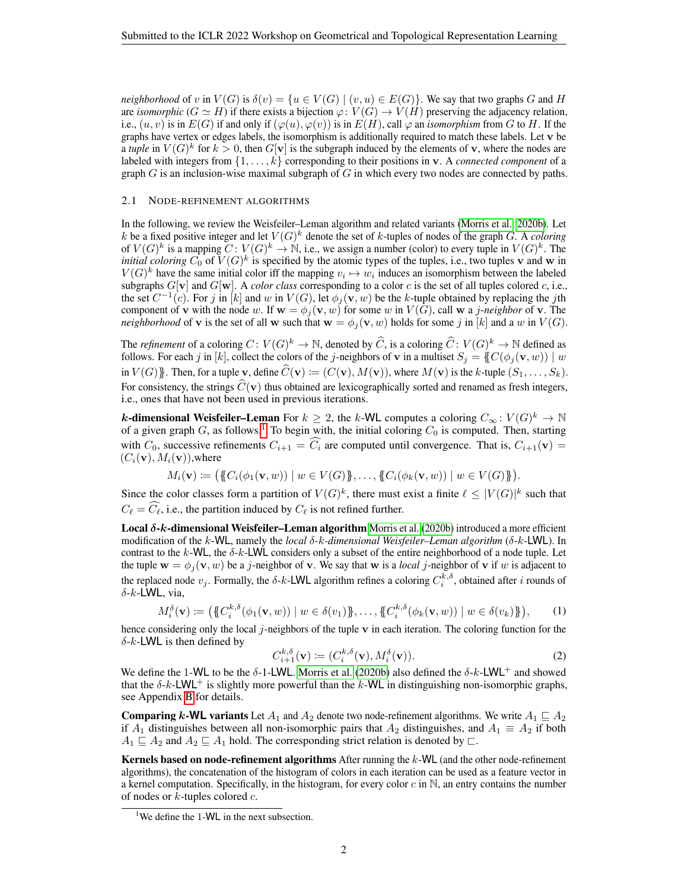*neighborhood* of $v$ in $V(G)$ is $\delta(v) = \{u \in V(G) \mid (v, u) \in E(G)\}$. We say that two graphs $G$ and $H$ are *isomorphic* ($G \simeq H$) if there exists a bijection $\varphi\colon V(G) \to V(H)$ preserving the adjacency relation, i.e., $(u, v)$ is in $E(G)$ if and only if $(\varphi(u), \varphi(v))$ is in $E(H)$, call $\varphi$ an *isomorphism* from $G$ to $H$. If the graphs have vertex or edges labels, the isomorphism is additionally required to match these labels. Let $\mathbf{v}$ be a *tuple* in $V(G)^k$ for $k > 0$, then $G[\mathbf{v}]$ is the subgraph induced by the elements of $\mathbf{v}$, where the nodes are labeled with integers from $\{1, \ldots, k\}$ corresponding to their positions in $\mathbf{v}$. A *connected component* of a graph $G$ is an inclusion-wise maximal subgraph of $G$ in which every two nodes are connected by paths.

### 2.1 Node-refinement algorithms

In the following, we review the Weisfeiler–Leman algorithm and related variants (Morris et al., 2020b). Let $k$ be a fixed positive integer and let $V(G)^k$ denote the set of $k$-tuples of nodes of the graph $G$. A *coloring* of $V(G)^k$ is a mapping $C\colon V(G)^k \to \mathbb{N}$, i.e., we assign a number (color) to every tuple in $V(G)^k$. The *initial coloring* $C_0$ of $V(G)^k$ is specified by the atomic types of the tuples, i.e., two tuples $\mathbf{v}$ and $\mathbf{w}$ in $V(G)^k$ have the same initial color iff the mapping $v_i \mapsto w_i$ induces an isomorphism between the labeled subgraphs $G[\mathbf{v}]$ and $G[\mathbf{w}]$. A *color class* corresponding to a color $c$ is the set of all tuples colored $c$, i.e., the set $C^{-1}(c)$. For $j$ in $[k]$ and $w$ in $V(G)$, let $\phi_j(\mathbf{v}, w)$ be the $k$-tuple obtained by replacing the $j$th component of $\mathbf{v}$ with the node $w$. If $\mathbf{w} = \phi_j(\mathbf{v}, w)$ for some $w$ in $V(G)$, call $\mathbf{w}$ a *$j$-neighbor* of $\mathbf{v}$. The *neighborhood* of $\mathbf{v}$ is the set of all $\mathbf{w}$ such that $\mathbf{w} = \phi_j(\mathbf{v}, w)$ holds for some $j$ in $[k]$ and a $w$ in $V(G)$.

The *refinement* of a coloring $C\colon V(G)^k \to \mathbb{N}$, denoted by $\widehat{C}$, is a coloring $\widehat{C}\colon V(G)^k \to \mathbb{N}$ defined as follows. For each $j$ in $[k]$, collect the colors of the $j$-neighbors of $\mathbf{v}$ in a multiset $S_j = \{\!\{C(\phi_j(\mathbf{v}, w)) \mid w \text{ in } V(G)\}\!\}$. Then, for a tuple $\mathbf{v}$, define $\widehat{C}(\mathbf{v}) \coloneqq (C(\mathbf{v}), M(\mathbf{v}))$, where $M(\mathbf{v})$ is the $k$-tuple $(S_1, \ldots, S_k)$. For consistency, the strings $\widehat{C}(\mathbf{v})$ thus obtained are lexicographically sorted and renamed as fresh integers, i.e., ones that have not been used in previous iterations.

**$k$-dimensional Weisfeiler–Leman** For $k \geq 2$, the $k$-WL computes a coloring $C_\infty\colon V(G)^k \to \mathbb{N}$ of a given graph $G$, as follows.[1] To begin with, the initial coloring $C_0$ is computed. Then, starting with $C_0$, successive refinements $C_{i+1} = \widehat{C_i}$ are computed until convergence. That is, $C_{i+1}(\mathbf{v}) = (C_i(\mathbf{v}), M_i(\mathbf{v}))$,where

$$M_i(\mathbf{v}) \coloneqq \big(\{\!\{C_i(\phi_1(\mathbf{v}, w)) \mid w \in V(G)\}\!\}, \ldots, \{\!\{C_i(\phi_k(\mathbf{v}, w)) \mid w \in V(G)\}\!\}\big).$$

Since the color classes form a partition of $V(G)^k$, there must exist a finite $\ell \leq |V(G)|^k$ such that $C_\ell = \widehat{C_\ell}$, i.e., the partition induced by $C_\ell$ is not refined further.

**Local $\delta$-$k$-dimensional Weisfeiler–Leman algorithm** Morris et al. (2020b) introduced a more efficient modification of the $k$-WL, namely the *local $\delta$-$k$-dimensional Weisfeiler–Leman algorithm* ($\delta$-$k$-LWL). In contrast to the $k$-WL, the $\delta$-$k$-LWL considers only a subset of the entire neighborhood of a node tuple. Let the tuple $\mathbf{w} = \phi_j(\mathbf{v}, w)$ be a $j$-neighbor of $\mathbf{v}$. We say that $\mathbf{w}$ is a *local* $j$-neighbor of $\mathbf{v}$ if $w$ is adjacent to the replaced node $v_j$. Formally, the $\delta$-$k$-LWL algorithm refines a coloring $C_i^{k,\delta}$, obtained after $i$ rounds of $\delta$-$k$-LWL, via,

$$M_i^\delta(\mathbf{v}) \coloneqq \big(\{\!\{C_i^{k,\delta}(\phi_1(\mathbf{v}, w)) \mid w \in \delta(v_1)\}\!\}, \ldots, \{\!\{C_i^{k,\delta}(\phi_k(\mathbf{v}, w)) \mid w \in \delta(v_k)\}\!\}\big), \tag{1}$$

hence considering only the local $j$-neighbors of the tuple $\mathbf{v}$ in each iteration. The coloring function for the $\delta$-$k$-LWL is then defined by

$$C_{i+1}^{k,\delta}(\mathbf{v}) \coloneqq (C_i^{k,\delta}(\mathbf{v}), M_i^\delta(\mathbf{v})). \tag{2}$$

We define the 1-WL to be the $\delta$-1-LWL. Morris et al. (2020b) also defined the $\delta$-$k$-LWL$^+$ and showed that the $\delta$-$k$-LWL$^+$ is slightly more powerful than the $k$-WL in distinguishing non-isomorphic graphs, see Appendix B for details.

**Comparing $k$-WL variants** Let $A_1$ and $A_2$ denote two node-refinement algorithms. We write $A_1 \sqsubseteq A_2$ if $A_1$ distinguishes between all non-isomorphic pairs that $A_2$ distinguishes, and $A_1 \equiv A_2$ if both $A_1 \sqsubseteq A_2$ and $A_2 \sqsubseteq A_1$ hold. The corresponding strict relation is denoted by $\sqsubset$.

**Kernels based on node-refinement algorithms** After running the $k$-WL (and the other node-refinement algorithms), the concatenation of the histogram of colors in each iteration can be used as a feature vector in a kernel computation. Specifically, in the histogram, for every color $c$ in $\mathbb{N}$, an entry contains the number of nodes or $k$-tuples colored $c$.

[1] We define the 1-WL in the next subsection.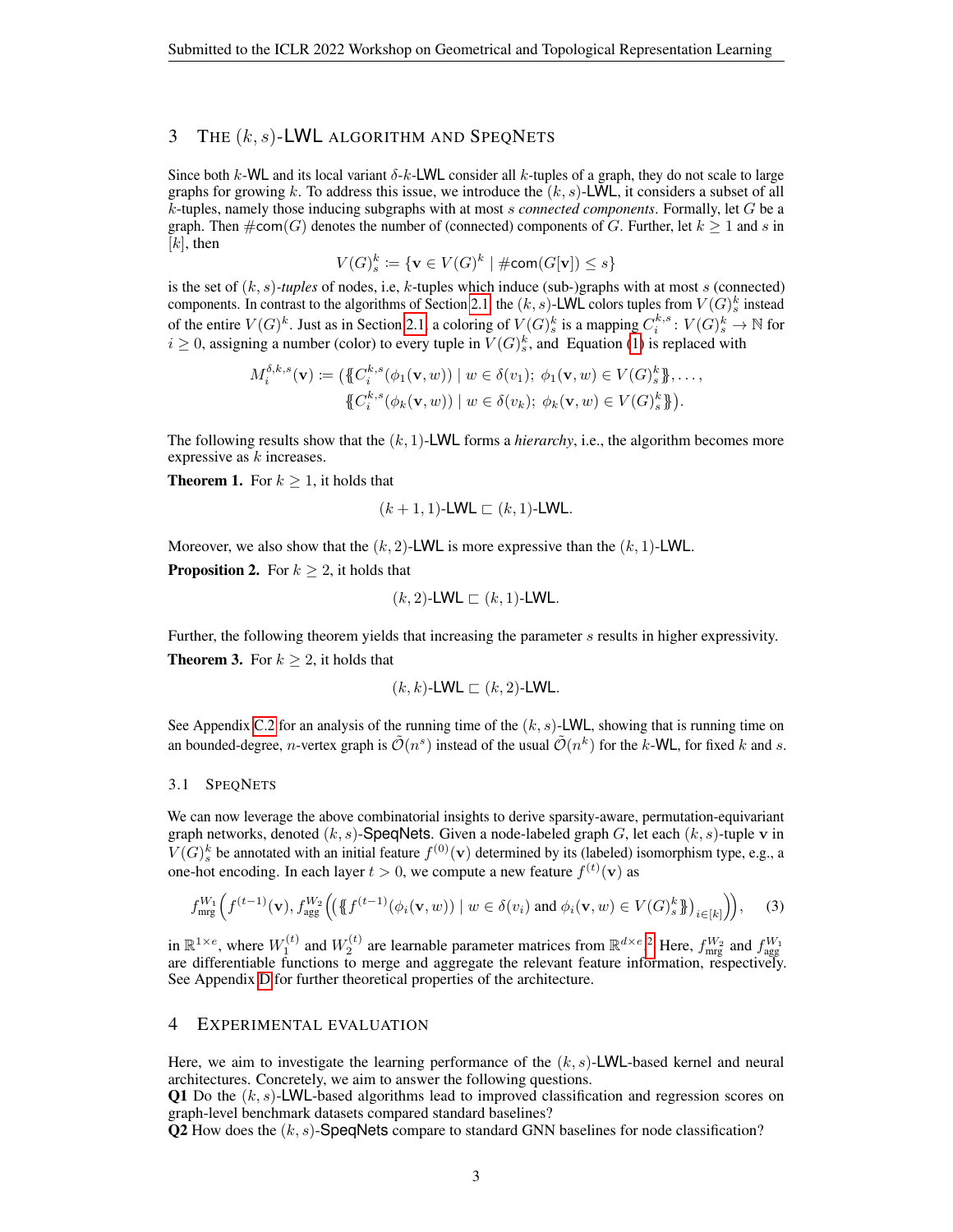## 3 THE $(k, s)$-LWL ALGORITHM AND SPEQNETS

Since both $k$-WL and its local variant $\delta$-$k$-LWL consider all $k$-tuples of a graph, they do not scale to large graphs for growing $k$. To address this issue, we introduce the $(k, s)$-LWL, it considers a subset of all $k$-tuples, namely those inducing subgraphs with at most $s$ *connected components*. Formally, let $G$ be a graph. Then $\#\mathsf{com}(G)$ denotes the number of (connected) components of $G$. Further, let $k \geq 1$ and $s$ in $[k]$, then

$$V(G)^k_s \coloneqq \{\mathbf{v} \in V(G)^k \mid \#\mathsf{com}(G[\mathbf{v}]) \leq s\}$$

is the set of $(k, s)$-*tuples* of nodes, i.e, $k$-tuples which induce (sub-)graphs with at most $s$ (connected) components. In contrast to the algorithms of Section 2.1, the $(k, s)$-LWL colors tuples from $V(G)^k_s$ instead of the entire $V(G)^k$. Just as in Section 2.1, a coloring of $V(G)^k_s$ is a mapping $C^{k,s}_i \colon V(G)^k_s \to \mathbb{N}$ for $i \geq 0$, assigning a number (color) to every tuple in $V(G)^k_s$, and Equation (1) is replaced with

$$M^{\delta,k,s}_i(\mathbf{v}) \coloneqq \big(\{\!\!\{C^{k,s}_i(\phi_1(\mathbf{v}, w)) \mid w \in \delta(v_1);\ \phi_1(\mathbf{v}, w) \in V(G)^k_s\}\!\!\}, \ldots,$$
$$\{\!\!\{C^{k,s}_i(\phi_k(\mathbf{v}, w)) \mid w \in \delta(v_k);\ \phi_k(\mathbf{v}, w) \in V(G)^k_s\}\!\!\}\big).$$

The following results show that the $(k, 1)$-LWL forms a *hierarchy*, i.e., the algorithm becomes more expressive as $k$ increases.

**Theorem 1.** For $k \geq 1$, it holds that

$$(k + 1, 1)\text{-LWL} \sqsubset (k, 1)\text{-LWL}.$$

Moreover, we also show that the $(k, 2)$-LWL is more expressive than the $(k, 1)$-LWL.

**Proposition 2.** For $k \geq 2$, it holds that

$$(k, 2)\text{-LWL} \sqsubset (k, 1)\text{-LWL}.$$

Further, the following theorem yields that increasing the parameter $s$ results in higher expressivity.

**Theorem 3.** For $k \geq 2$, it holds that

$$(k, k)\text{-LWL} \sqsubset (k, 2)\text{-LWL}.$$

See Appendix C.2 for an analysis of the running time of the $(k, s)$-LWL, showing that is running time on an bounded-degree, $n$-vertex graph is $\tilde{\mathcal{O}}(n^s)$ instead of the usual $\tilde{\mathcal{O}}(n^k)$ for the $k$-WL, for fixed $k$ and $s$.

### 3.1 SPEQNETS

We can now leverage the above combinatorial insights to derive sparsity-aware, permutation-equivariant graph networks, denoted $(k, s)$-SpeqNets. Given a node-labeled graph $G$, let each $(k, s)$-tuple $\mathbf{v}$ in $V(G)^k_s$ be annotated with an initial feature $f^{(0)}(\mathbf{v})$ determined by its (labeled) isomorphism type, e.g., a one-hot encoding. In each layer $t > 0$, we compute a new feature $f^{(t)}(\mathbf{v})$ as

$$f^{W_1}_{\text{mrg}}\Big(f^{(t-1)}(\mathbf{v}), f^{W_2}_{\text{agg}}\Big(\big(\{\!\!\{f^{(t-1)}(\phi_i(\mathbf{v}, w)) \mid w \in \delta(v_i) \text{ and } \phi_i(\mathbf{v}, w) \in V(G)^k_s\}\!\!\}\big)_{i \in [k]}\Big)\Big), \tag{3}$$

in $\mathbb{R}^{1 \times e}$, where $W^{(t)}_1$ and $W^{(t)}_2$ are learnable parameter matrices from $\mathbb{R}^{d \times e}$.[2] Here, $f^{W_2}_{\text{mrg}}$ and $f^{W_1}_{\text{agg}}$ are differentiable functions to merge and aggregate the relevant feature information, respectively. See Appendix D for further theoretical properties of the architecture.

## 4 EXPERIMENTAL EVALUATION

Here, we aim to investigate the learning performance of the $(k, s)$-LWL-based kernel and neural architectures. Concretely, we aim to answer the following questions.

**Q1** Do the $(k, s)$-LWL-based algorithms lead to improved classification and regression scores on graph-level benchmark datasets compared standard baselines?

**Q2** How does the $(k, s)$-SpeqNets compare to standard GNN baselines for node classification?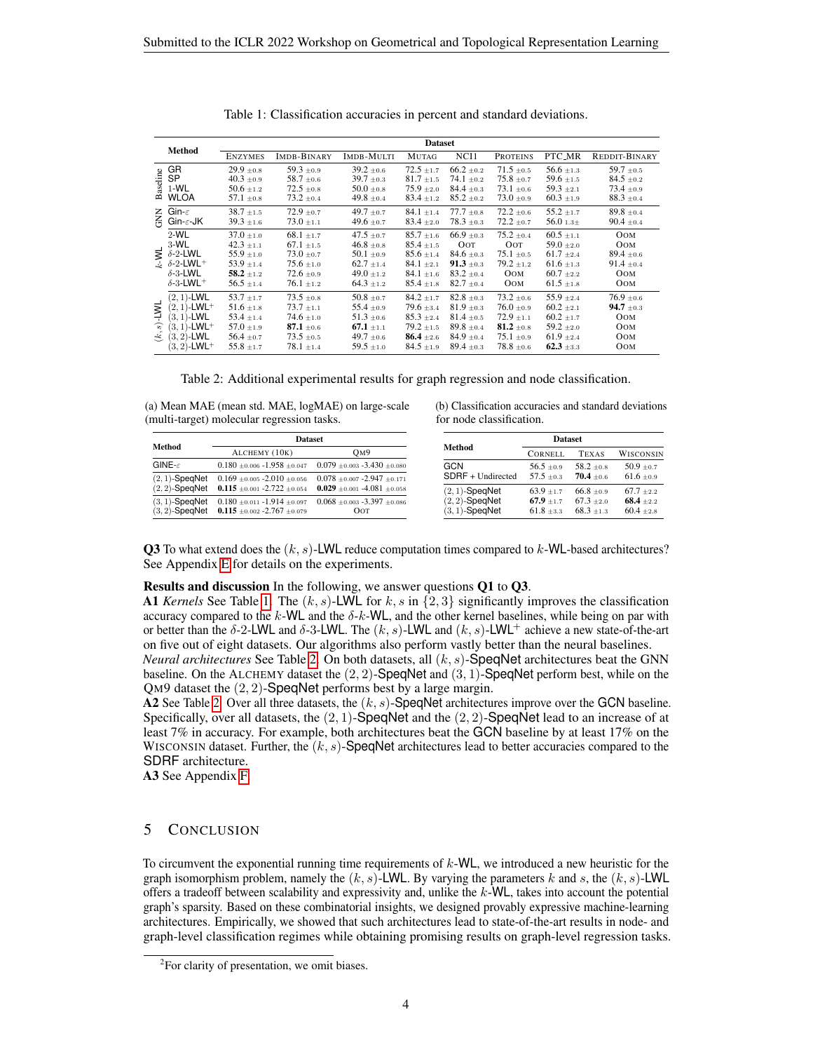Table 1: Classification accuracies in percent and standard deviations.

| | Method | Enzymes | Imdb-Binary | Imdb-Multi | Mutag | NCI1 | Proteins | PTC_MR | Reddit-Binary |
|---|---|---|---|---|---|---|---|---|---|
| Baseline | GR | 29.9 $\pm 0.8$ | 59.3 $\pm 0.9$ | 39.2 $\pm 0.6$ | 72.5 $\pm 1.7$ | 66.2 $\pm 0.2$ | 71.5 $\pm 0.5$ | 56.6 $\pm 1.3$ | 59.7 $\pm 0.5$ |
| | SP | 40.3 $\pm 0.9$ | 58.7 $\pm 0.6$ | 39.7 $\pm 0.3$ | 81.7 $\pm 1.5$ | 74.1 $\pm 0.2$ | 75.8 $\pm 0.7$ | 59.6 $\pm 1.5$ | 84.5 $\pm 0.2$ |
| | 1-WL | 50.6 $\pm 1.2$ | 72.5 $\pm 0.8$ | 50.0 $\pm 0.8$ | 75.9 $\pm 2.0$ | 84.4 $\pm 0.3$ | 73.1 $\pm 0.6$ | 59.3 $\pm 2.1$ | 73.4 $\pm 0.9$ |
| | WLOA | 57.1 $\pm 0.8$ | 73.2 $\pm 0.4$ | 49.8 $\pm 0.4$ | 83.4 $\pm 1.2$ | 85.2 $\pm 0.2$ | 73.0 $\pm 0.9$ | 60.3 $\pm 1.9$ | 88.3 $\pm 0.4$ |
| GNN | Gin-$\varepsilon$ | 38.7 $\pm 1.5$ | 72.9 $\pm 0.7$ | 49.7 $\pm 0.7$ | 84.1 $\pm 1.4$ | 77.7 $\pm 0.8$ | 72.2 $\pm 0.6$ | 55.2 $\pm 1.7$ | 89.8 $\pm 0.4$ |
| | Gin-$\varepsilon$-JK | 39.3 $\pm 1.6$ | 73.0 $\pm 1.1$ | 49.6 $\pm 0.7$ | 83.4 $\pm 2.0$ | 78.3 $\pm 0.3$ | 72.2 $\pm 0.7$ | 56.0 $1.3\pm$ | 90.4 $\pm 0.4$ |
| $k$-WL | 2-WL | 37.0 $\pm 1.0$ | 68.1 $\pm 1.7$ | 47.5 $\pm 0.7$ | 85.7 $\pm 1.6$ | 66.9 $\pm 0.3$ | 75.2 $\pm 0.4$ | 60.5 $\pm 1.1$ | Oom |
| | 3-WL | 42.3 $\pm 1.1$ | 67.1 $\pm 1.5$ | 46.8 $\pm 0.8$ | 85.4 $\pm 1.5$ | Oot | Oot | 59.0 $\pm 2.0$ | Oom |
| | $\delta$-2-LWL | 55.9 $\pm 1.0$ | 73.0 $\pm 0.7$ | 50.1 $\pm 0.9$ | 85.6 $\pm 1.4$ | 84.6 $\pm 0.3$ | 75.1 $\pm 0.5$ | 61.7 $\pm 2.4$ | 89.4 $\pm 0.6$ |
| | $\delta$-2-LWL$^+$ | 53.9 $\pm 1.4$ | 75.6 $\pm 1.0$ | 62.7 $\pm 1.4$ | 84.1 $\pm 2.1$ | **91.3** $\pm 0.3$ | 79.2 $\pm 1.2$ | 61.6 $\pm 1.3$ | 91.4 $\pm 0.4$ |
| | $\delta$-3-LWL | **58.2** $\pm 1.2$ | 72.6 $\pm 0.9$ | 49.0 $\pm 1.2$ | 84.1 $\pm 1.6$ | 83.2 $\pm 0.4$ | Oom | 60.7 $\pm 2.2$ | Oom |
| | $\delta$-3-LWL$^+$ | 56.5 $\pm 1.4$ | 76.1 $\pm 1.2$ | 64.3 $\pm 1.2$ | 85.4 $\pm 1.8$ | 82.7 $\pm 0.4$ | Oom | 61.5 $\pm 1.8$ | Oom |
| $(k,s)$-LWL | $(2,1)$-LWL | 53.7 $\pm 1.7$ | 73.5 $\pm 0.8$ | 50.8 $\pm 0.7$ | 84.2 $\pm 1.7$ | 82.8 $\pm 0.3$ | 73.2 $\pm 0.6$ | 55.9 $\pm 2.4$ | 76.9 $\pm 0.6$ |
| | $(2,1)$-LWL$^+$ | 51.6 $\pm 1.8$ | 73.7 $\pm 1.1$ | 55.4 $\pm 0.9$ | 79.6 $\pm 3.4$ | 81.9 $\pm 0.3$ | 76.0 $\pm 0.9$ | 60.2 $\pm 2.1$ | **94.7** $\pm 0.3$ |
| | $(3,1)$-LWL | 53.4 $\pm 1.4$ | 74.6 $\pm 1.0$ | 51.3 $\pm 0.6$ | 85.3 $\pm 2.4$ | 81.4 $\pm 0.5$ | 72.9 $\pm 1.1$ | 60.2 $\pm 1.7$ | Oom |
| | $(3,1)$-LWL$^+$ | 57.0 $\pm 1.9$ | **87.1** $\pm 0.6$ | **67.1** $\pm 1.1$ | 79.2 $\pm 1.5$ | 89.8 $\pm 0.4$ | **81.2** $\pm 0.8$ | 59.2 $\pm 2.0$ | Oom |
| | $(3,2)$-LWL | 56.4 $\pm 0.7$ | 73.5 $\pm 0.5$ | 49.7 $\pm 0.6$ | **86.4** $\pm 2.6$ | 84.9 $\pm 0.4$ | 75.1 $\pm 0.9$ | 61.9 $\pm 2.4$ | Oom |
| | $(3,2)$-LWL$^+$ | 55.8 $\pm 1.7$ | 78.1 $\pm 1.4$ | 59.5 $\pm 1.0$ | 84.5 $\pm 1.9$ | 89.4 $\pm 0.3$ | 78.8 $\pm 0.6$ | **62.3** $\pm 3.3$ | Oom |

Table 2: Additional experimental results for graph regression and node classification.

(a) Mean MAE (mean std. MAE, logMAE) on large-scale (multi-target) molecular regression tasks.

| Method | Alchemy (10k) | Qm9 |
|---|---|---|
| GINE-$\varepsilon$ | 0.180 $\pm 0.006$ -1.958 $\pm 0.047$ | 0.079 $\pm 0.003$ -3.430 $\pm 0.080$ |
| $(2,1)$-SpeqNet | 0.169 $\pm 0.005$ -2.010 $\pm 0.056$ | 0.078 $\pm 0.007$ -2.947 $\pm 0.171$ |
| $(2,2)$-SpeqNet | **0.115** $\pm 0.001$ -2.722 $\pm 0.054$ | **0.029** $\pm 0.001$ -4.081 $\pm 0.058$ |
| $(3,1)$-SpeqNet | 0.180 $\pm 0.011$ -1.914 $\pm 0.097$ | 0.068 $\pm 0.003$ -3.397 $\pm 0.086$ |
| $(3,2)$-SpeqNet | **0.115** $\pm 0.002$ -2.767 $\pm 0.079$ | Oot |

(b) Classification accuracies and standard deviations for node classification.

| Method | Cornell | Texas | Wisconsin |
|---|---|---|---|
| GCN | 56.5 $\pm 0.9$ | 58.2 $\pm 0.8$ | 50.9 $\pm 0.7$ |
| SDRF + Undirected | 57.5 $\pm 0.3$ | **70.4** $\pm 0.6$ | 61.6 $\pm 0.9$ |
| $(2,1)$-SpeqNet | 63.9 $\pm 1.7$ | 66.8 $\pm 0.9$ | 67.7 $\pm 2.2$ |
| $(2,2)$-SpeqNet | **67.9** $\pm 1.7$ | 67.3 $\pm 2.0$ | **68.4** $\pm 2.2$ |
| $(3,1)$-SpeqNet | 61.8 $\pm 3.3$ | 68.3 $\pm 1.3$ | 60.4 $\pm 2.8$ |

**Q3** To what extend does the $(k,s)$-LWL reduce computation times compared to $k$-WL-based architectures? See Appendix E for details on the experiments.

**Results and discussion** In the following, we answer questions **Q1** to **Q3**.
**A1** *Kernels* See Table 1. The $(k,s)$-LWL for $k,s$ in $\{2,3\}$ significantly improves the classification accuracy compared to the $k$-WL and the $\delta$-$k$-WL, and the other kernel baselines, while being on par with or better than the $\delta$-2-LWL and $\delta$-3-LWL. The $(k,s)$-LWL and $(k,s)$-LWL$^+$ achieve a new state-of-the-art on five out of eight datasets. Our algorithms also perform vastly better than the neural baselines.
*Neural architectures* See Table 2. On both datasets, all $(k,s)$-SpeqNet architectures beat the GNN baseline. On the Alchemy dataset the $(2,2)$-SpeqNet and $(3,1)$-SpeqNet perform best, while on the Qm9 dataset the $(2,2)$-SpeqNet performs best by a large margin.
**A2** See Table 2. Over all three datasets, the $(k,s)$-SpeqNet architectures improve over the GCN baseline. Specifically, over all datasets, the $(2,1)$-SpeqNet and the $(2,2)$-SpeqNet lead to an increase of at least 7% in accuracy. For example, both architectures beat the GCN baseline by at least 17% on the Wisconsin dataset. Further, the $(k,s)$-SpeqNet architectures lead to better accuracies compared to the SDRF architecture.
**A3** See Appendix F.

## 5 Conclusion

To circumvent the exponential running time requirements of $k$-WL, we introduced a new heuristic for the graph isomorphism problem, namely the $(k,s)$-LWL. By varying the parameters $k$ and $s$, the $(k,s)$-LWL offers a tradeoff between scalability and expressivity and, unlike the $k$-WL, takes into account the potential graph's sparsity. Based on these combinatorial insights, we designed provably expressive machine-learning architectures. Empirically, we showed that such architectures lead to state-of-the-art results in node- and graph-level classification regimes while obtaining promising results on graph-level regression tasks.

[2]For clarity of presentation, we omit biases.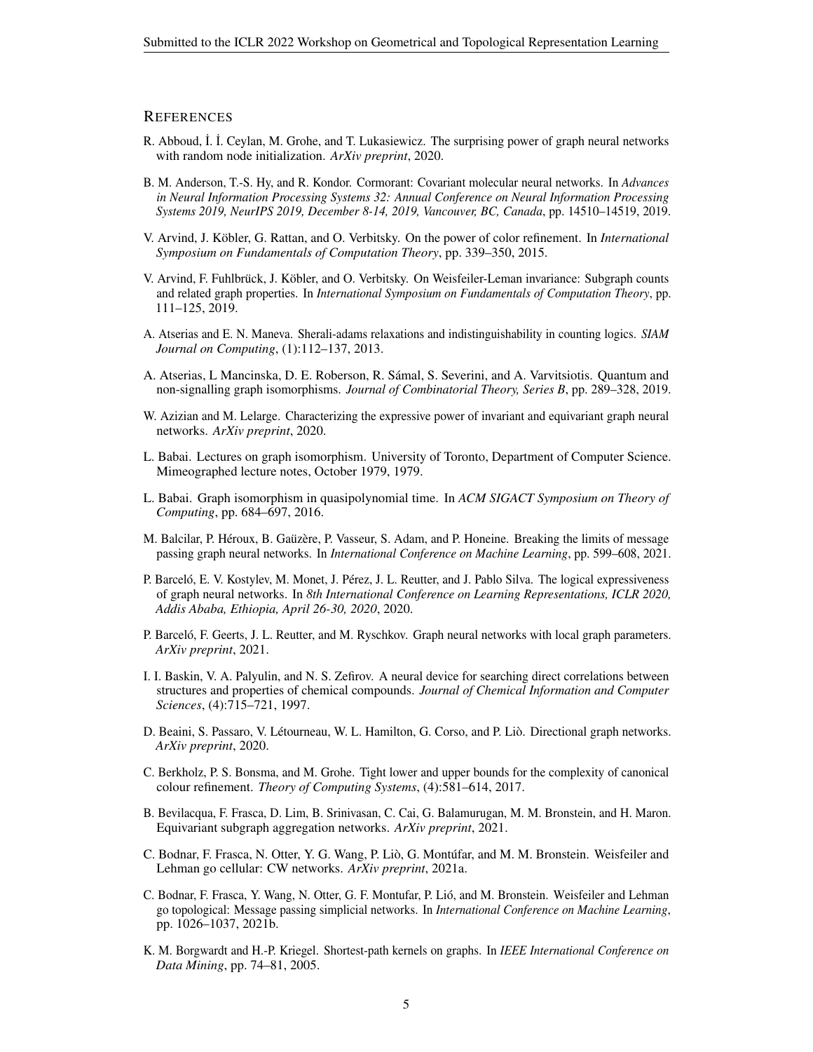## References

R. Abboud, İ. İ. Ceylan, M. Grohe, and T. Lukasiewicz. The surprising power of graph neural networks with random node initialization. *ArXiv preprint*, 2020.

B. M. Anderson, T.-S. Hy, and R. Kondor. Cormorant: Covariant molecular neural networks. In *Advances in Neural Information Processing Systems 32: Annual Conference on Neural Information Processing Systems 2019, NeurIPS 2019, December 8-14, 2019, Vancouver, BC, Canada*, pp. 14510–14519, 2019.

V. Arvind, J. Köbler, G. Rattan, and O. Verbitsky. On the power of color refinement. In *International Symposium on Fundamentals of Computation Theory*, pp. 339–350, 2015.

V. Arvind, F. Fuhlbrück, J. Köbler, and O. Verbitsky. On Weisfeiler-Leman invariance: Subgraph counts and related graph properties. In *International Symposium on Fundamentals of Computation Theory*, pp. 111–125, 2019.

A. Atserias and E. N. Maneva. Sherali-adams relaxations and indistinguishability in counting logics. *SIAM Journal on Computing*, (1):112–137, 2013.

A. Atserias, L Mancinska, D. E. Roberson, R. Sámal, S. Severini, and A. Varvitsiotis. Quantum and non-signalling graph isomorphisms. *Journal of Combinatorial Theory, Series B*, pp. 289–328, 2019.

W. Azizian and M. Lelarge. Characterizing the expressive power of invariant and equivariant graph neural networks. *ArXiv preprint*, 2020.

L. Babai. Lectures on graph isomorphism. University of Toronto, Department of Computer Science. Mimeographed lecture notes, October 1979, 1979.

L. Babai. Graph isomorphism in quasipolynomial time. In *ACM SIGACT Symposium on Theory of Computing*, pp. 684–697, 2016.

M. Balcilar, P. Héroux, B. Gaüzère, P. Vasseur, S. Adam, and P. Honeine. Breaking the limits of message passing graph neural networks. In *International Conference on Machine Learning*, pp. 599–608, 2021.

P. Barceló, E. V. Kostylev, M. Monet, J. Pérez, J. L. Reutter, and J. Pablo Silva. The logical expressiveness of graph neural networks. In *8th International Conference on Learning Representations, ICLR 2020, Addis Ababa, Ethiopia, April 26-30, 2020*, 2020.

P. Barceló, F. Geerts, J. L. Reutter, and M. Ryschkov. Graph neural networks with local graph parameters. *ArXiv preprint*, 2021.

I. I. Baskin, V. A. Palyulin, and N. S. Zefirov. A neural device for searching direct correlations between structures and properties of chemical compounds. *Journal of Chemical Information and Computer Sciences*, (4):715–721, 1997.

D. Beaini, S. Passaro, V. Létourneau, W. L. Hamilton, G. Corso, and P. Liò. Directional graph networks. *ArXiv preprint*, 2020.

C. Berkholz, P. S. Bonsma, and M. Grohe. Tight lower and upper bounds for the complexity of canonical colour refinement. *Theory of Computing Systems*, (4):581–614, 2017.

B. Bevilacqua, F. Frasca, D. Lim, B. Srinivasan, C. Cai, G. Balamurugan, M. M. Bronstein, and H. Maron. Equivariant subgraph aggregation networks. *ArXiv preprint*, 2021.

C. Bodnar, F. Frasca, N. Otter, Y. G. Wang, P. Liò, G. Montúfar, and M. M. Bronstein. Weisfeiler and Lehman go cellular: CW networks. *ArXiv preprint*, 2021a.

C. Bodnar, F. Frasca, Y. Wang, N. Otter, G. F. Montufar, P. Lió, and M. Bronstein. Weisfeiler and Lehman go topological: Message passing simplicial networks. In *International Conference on Machine Learning*, pp. 1026–1037, 2021b.

K. M. Borgwardt and H.-P. Kriegel. Shortest-path kernels on graphs. In *IEEE International Conference on Data Mining*, pp. 74–81, 2005.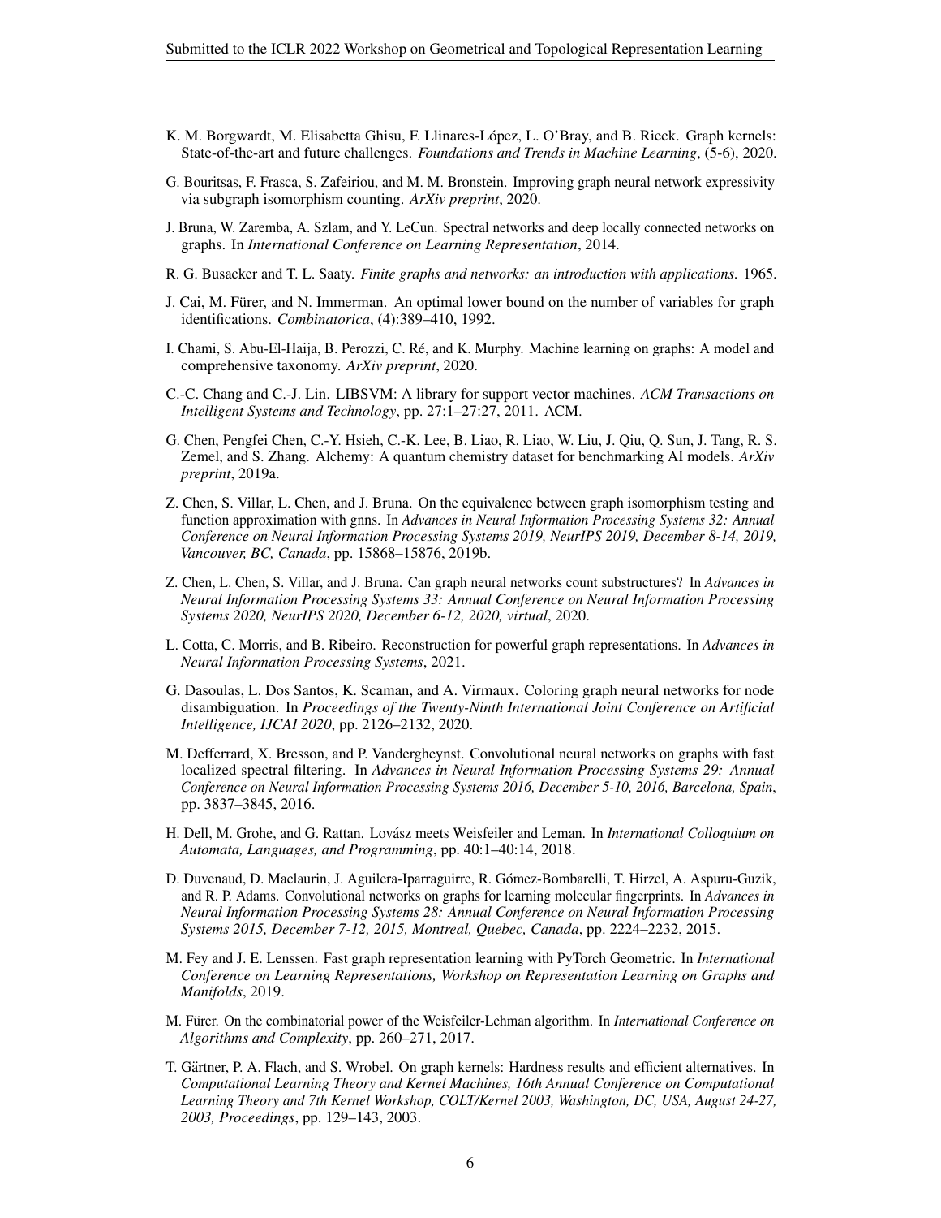K. M. Borgwardt, M. Elisabetta Ghisu, F. Llinares-López, L. O'Bray, and B. Rieck. Graph kernels: State-of-the-art and future challenges. *Foundations and Trends in Machine Learning*, (5-6), 2020.

G. Bouritsas, F. Frasca, S. Zafeiriou, and M. M. Bronstein. Improving graph neural network expressivity via subgraph isomorphism counting. *ArXiv preprint*, 2020.

J. Bruna, W. Zaremba, A. Szlam, and Y. LeCun. Spectral networks and deep locally connected networks on graphs. In *International Conference on Learning Representation*, 2014.

R. G. Busacker and T. L. Saaty. *Finite graphs and networks: an introduction with applications*. 1965.

J. Cai, M. Fürer, and N. Immerman. An optimal lower bound on the number of variables for graph identifications. *Combinatorica*, (4):389–410, 1992.

I. Chami, S. Abu-El-Haija, B. Perozzi, C. Ré, and K. Murphy. Machine learning on graphs: A model and comprehensive taxonomy. *ArXiv preprint*, 2020.

C.-C. Chang and C.-J. Lin. LIBSVM: A library for support vector machines. *ACM Transactions on Intelligent Systems and Technology*, pp. 27:1–27:27, 2011. ACM.

G. Chen, Pengfei Chen, C.-Y. Hsieh, C.-K. Lee, B. Liao, R. Liao, W. Liu, J. Qiu, Q. Sun, J. Tang, R. S. Zemel, and S. Zhang. Alchemy: A quantum chemistry dataset for benchmarking AI models. *ArXiv preprint*, 2019a.

Z. Chen, S. Villar, L. Chen, and J. Bruna. On the equivalence between graph isomorphism testing and function approximation with gnns. In *Advances in Neural Information Processing Systems 32: Annual Conference on Neural Information Processing Systems 2019, NeurIPS 2019, December 8-14, 2019, Vancouver, BC, Canada*, pp. 15868–15876, 2019b.

Z. Chen, L. Chen, S. Villar, and J. Bruna. Can graph neural networks count substructures? In *Advances in Neural Information Processing Systems 33: Annual Conference on Neural Information Processing Systems 2020, NeurIPS 2020, December 6-12, 2020, virtual*, 2020.

L. Cotta, C. Morris, and B. Ribeiro. Reconstruction for powerful graph representations. In *Advances in Neural Information Processing Systems*, 2021.

G. Dasoulas, L. Dos Santos, K. Scaman, and A. Virmaux. Coloring graph neural networks for node disambiguation. In *Proceedings of the Twenty-Ninth International Joint Conference on Artificial Intelligence, IJCAI 2020*, pp. 2126–2132, 2020.

M. Defferrard, X. Bresson, and P. Vandergheynst. Convolutional neural networks on graphs with fast localized spectral filtering. In *Advances in Neural Information Processing Systems 29: Annual Conference on Neural Information Processing Systems 2016, December 5-10, 2016, Barcelona, Spain*, pp. 3837–3845, 2016.

H. Dell, M. Grohe, and G. Rattan. Lovász meets Weisfeiler and Leman. In *International Colloquium on Automata, Languages, and Programming*, pp. 40:1–40:14, 2018.

D. Duvenaud, D. Maclaurin, J. Aguilera-Iparraguirre, R. Gómez-Bombarelli, T. Hirzel, A. Aspuru-Guzik, and R. P. Adams. Convolutional networks on graphs for learning molecular fingerprints. In *Advances in Neural Information Processing Systems 28: Annual Conference on Neural Information Processing Systems 2015, December 7-12, 2015, Montreal, Quebec, Canada*, pp. 2224–2232, 2015.

M. Fey and J. E. Lenssen. Fast graph representation learning with PyTorch Geometric. In *International Conference on Learning Representations, Workshop on Representation Learning on Graphs and Manifolds*, 2019.

M. Fürer. On the combinatorial power of the Weisfeiler-Lehman algorithm. In *International Conference on Algorithms and Complexity*, pp. 260–271, 2017.

T. Gärtner, P. A. Flach, and S. Wrobel. On graph kernels: Hardness results and efficient alternatives. In *Computational Learning Theory and Kernel Machines, 16th Annual Conference on Computational Learning Theory and 7th Kernel Workshop, COLT/Kernel 2003, Washington, DC, USA, August 24-27, 2003, Proceedings*, pp. 129–143, 2003.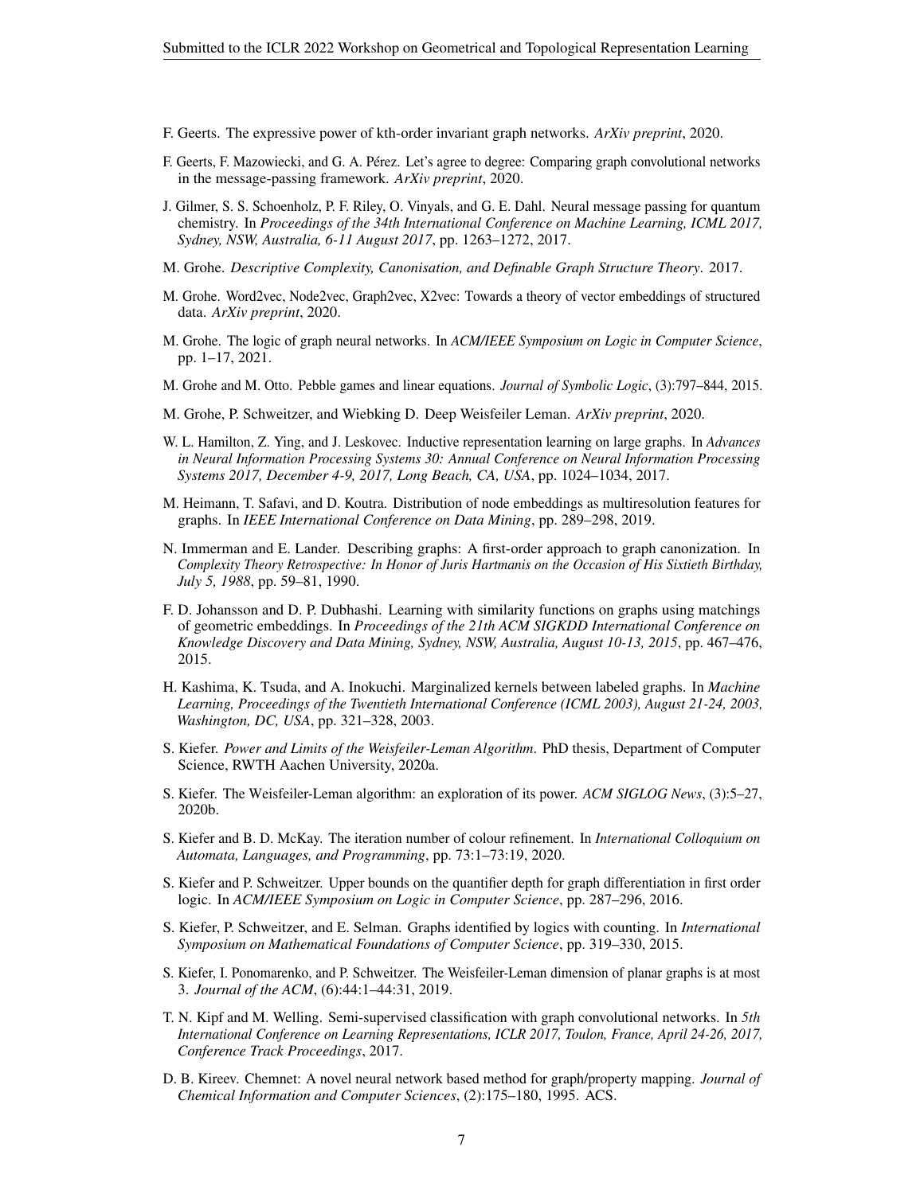F. Geerts. The expressive power of kth-order invariant graph networks. *ArXiv preprint*, 2020.

F. Geerts, F. Mazowiecki, and G. A. Pérez. Let's agree to degree: Comparing graph convolutional networks in the message-passing framework. *ArXiv preprint*, 2020.

J. Gilmer, S. S. Schoenholz, P. F. Riley, O. Vinyals, and G. E. Dahl. Neural message passing for quantum chemistry. In *Proceedings of the 34th International Conference on Machine Learning, ICML 2017, Sydney, NSW, Australia, 6-11 August 2017*, pp. 1263–1272, 2017.

M. Grohe. *Descriptive Complexity, Canonisation, and Definable Graph Structure Theory*. 2017.

M. Grohe. Word2vec, Node2vec, Graph2vec, X2vec: Towards a theory of vector embeddings of structured data. *ArXiv preprint*, 2020.

M. Grohe. The logic of graph neural networks. In *ACM/IEEE Symposium on Logic in Computer Science*, pp. 1–17, 2021.

M. Grohe and M. Otto. Pebble games and linear equations. *Journal of Symbolic Logic*, (3):797–844, 2015.

M. Grohe, P. Schweitzer, and Wiebking D. Deep Weisfeiler Leman. *ArXiv preprint*, 2020.

W. L. Hamilton, Z. Ying, and J. Leskovec. Inductive representation learning on large graphs. In *Advances in Neural Information Processing Systems 30: Annual Conference on Neural Information Processing Systems 2017, December 4-9, 2017, Long Beach, CA, USA*, pp. 1024–1034, 2017.

M. Heimann, T. Safavi, and D. Koutra. Distribution of node embeddings as multiresolution features for graphs. In *IEEE International Conference on Data Mining*, pp. 289–298, 2019.

N. Immerman and E. Lander. Describing graphs: A first-order approach to graph canonization. In *Complexity Theory Retrospective: In Honor of Juris Hartmanis on the Occasion of His Sixtieth Birthday, July 5, 1988*, pp. 59–81, 1990.

F. D. Johansson and D. P. Dubhashi. Learning with similarity functions on graphs using matchings of geometric embeddings. In *Proceedings of the 21th ACM SIGKDD International Conference on Knowledge Discovery and Data Mining, Sydney, NSW, Australia, August 10-13, 2015*, pp. 467–476, 2015.

H. Kashima, K. Tsuda, and A. Inokuchi. Marginalized kernels between labeled graphs. In *Machine Learning, Proceedings of the Twentieth International Conference (ICML 2003), August 21-24, 2003, Washington, DC, USA*, pp. 321–328, 2003.

S. Kiefer. *Power and Limits of the Weisfeiler-Leman Algorithm*. PhD thesis, Department of Computer Science, RWTH Aachen University, 2020a.

S. Kiefer. The Weisfeiler-Leman algorithm: an exploration of its power. *ACM SIGLOG News*, (3):5–27, 2020b.

S. Kiefer and B. D. McKay. The iteration number of colour refinement. In *International Colloquium on Automata, Languages, and Programming*, pp. 73:1–73:19, 2020.

S. Kiefer and P. Schweitzer. Upper bounds on the quantifier depth for graph differentiation in first order logic. In *ACM/IEEE Symposium on Logic in Computer Science*, pp. 287–296, 2016.

S. Kiefer, P. Schweitzer, and E. Selman. Graphs identified by logics with counting. In *International Symposium on Mathematical Foundations of Computer Science*, pp. 319–330, 2015.

S. Kiefer, I. Ponomarenko, and P. Schweitzer. The Weisfeiler-Leman dimension of planar graphs is at most 3. *Journal of the ACM*, (6):44:1–44:31, 2019.

T. N. Kipf and M. Welling. Semi-supervised classification with graph convolutional networks. In *5th International Conference on Learning Representations, ICLR 2017, Toulon, France, April 24-26, 2017, Conference Track Proceedings*, 2017.

D. B. Kireev. Chemnet: A novel neural network based method for graph/property mapping. *Journal of Chemical Information and Computer Sciences*, (2):175–180, 1995. ACS.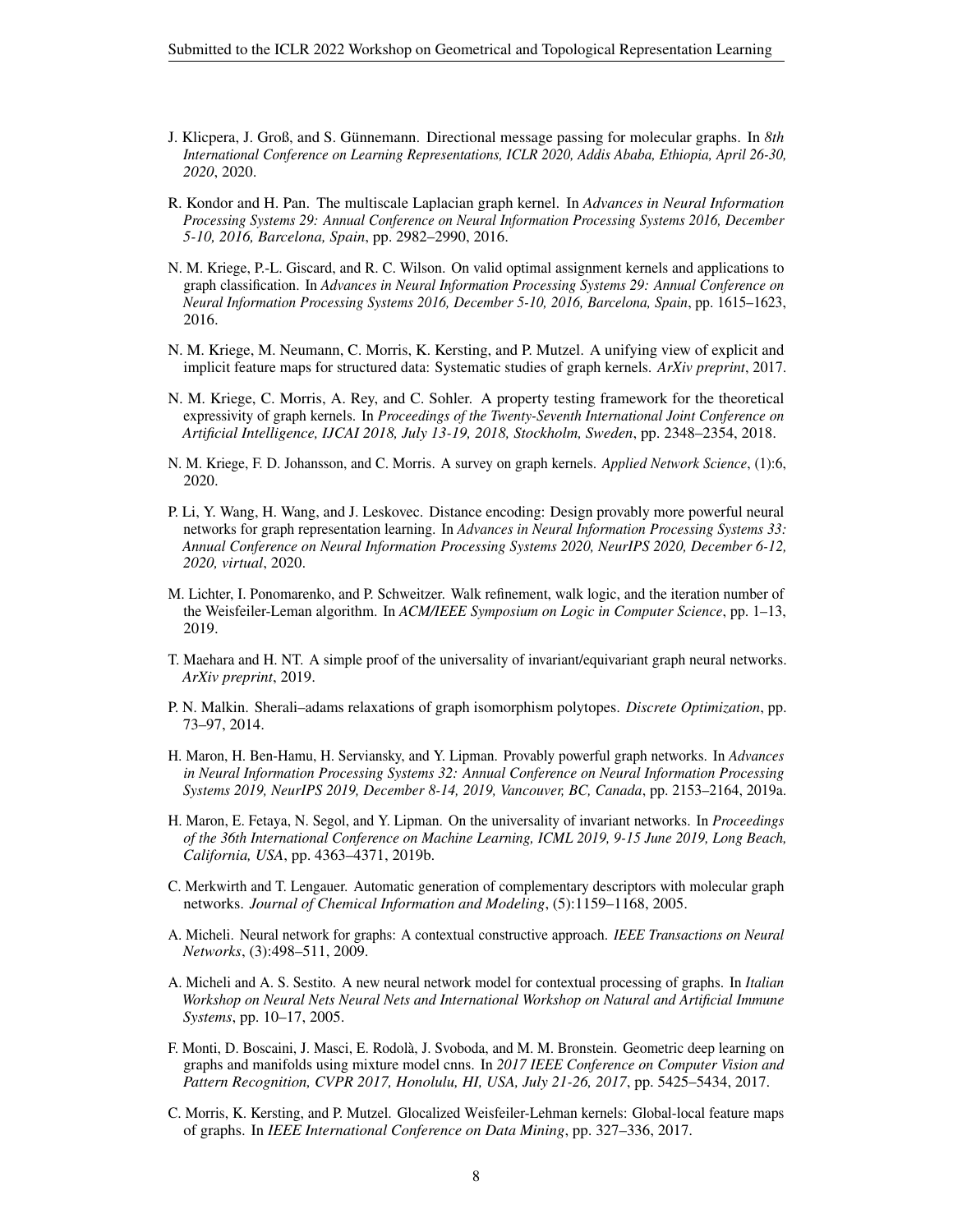J. Klicpera, J. Groß, and S. Günnemann. Directional message passing for molecular graphs. In *8th International Conference on Learning Representations, ICLR 2020, Addis Ababa, Ethiopia, April 26-30, 2020*, 2020.

R. Kondor and H. Pan. The multiscale Laplacian graph kernel. In *Advances in Neural Information Processing Systems 29: Annual Conference on Neural Information Processing Systems 2016, December 5-10, 2016, Barcelona, Spain*, pp. 2982–2990, 2016.

N. M. Kriege, P.-L. Giscard, and R. C. Wilson. On valid optimal assignment kernels and applications to graph classification. In *Advances in Neural Information Processing Systems 29: Annual Conference on Neural Information Processing Systems 2016, December 5-10, 2016, Barcelona, Spain*, pp. 1615–1623, 2016.

N. M. Kriege, M. Neumann, C. Morris, K. Kersting, and P. Mutzel. A unifying view of explicit and implicit feature maps for structured data: Systematic studies of graph kernels. *ArXiv preprint*, 2017.

N. M. Kriege, C. Morris, A. Rey, and C. Sohler. A property testing framework for the theoretical expressivity of graph kernels. In *Proceedings of the Twenty-Seventh International Joint Conference on Artificial Intelligence, IJCAI 2018, July 13-19, 2018, Stockholm, Sweden*, pp. 2348–2354, 2018.

N. M. Kriege, F. D. Johansson, and C. Morris. A survey on graph kernels. *Applied Network Science*, (1):6, 2020.

P. Li, Y. Wang, H. Wang, and J. Leskovec. Distance encoding: Design provably more powerful neural networks for graph representation learning. In *Advances in Neural Information Processing Systems 33: Annual Conference on Neural Information Processing Systems 2020, NeurIPS 2020, December 6-12, 2020, virtual*, 2020.

M. Lichter, I. Ponomarenko, and P. Schweitzer. Walk refinement, walk logic, and the iteration number of the Weisfeiler-Leman algorithm. In *ACM/IEEE Symposium on Logic in Computer Science*, pp. 1–13, 2019.

T. Maehara and H. NT. A simple proof of the universality of invariant/equivariant graph neural networks. *ArXiv preprint*, 2019.

P. N. Malkin. Sherali–adams relaxations of graph isomorphism polytopes. *Discrete Optimization*, pp. 73–97, 2014.

H. Maron, H. Ben-Hamu, H. Serviansky, and Y. Lipman. Provably powerful graph networks. In *Advances in Neural Information Processing Systems 32: Annual Conference on Neural Information Processing Systems 2019, NeurIPS 2019, December 8-14, 2019, Vancouver, BC, Canada*, pp. 2153–2164, 2019a.

H. Maron, E. Fetaya, N. Segol, and Y. Lipman. On the universality of invariant networks. In *Proceedings of the 36th International Conference on Machine Learning, ICML 2019, 9-15 June 2019, Long Beach, California, USA*, pp. 4363–4371, 2019b.

C. Merkwirth and T. Lengauer. Automatic generation of complementary descriptors with molecular graph networks. *Journal of Chemical Information and Modeling*, (5):1159–1168, 2005.

A. Micheli. Neural network for graphs: A contextual constructive approach. *IEEE Transactions on Neural Networks*, (3):498–511, 2009.

A. Micheli and A. S. Sestito. A new neural network model for contextual processing of graphs. In *Italian Workshop on Neural Nets Neural Nets and International Workshop on Natural and Artificial Immune Systems*, pp. 10–17, 2005.

F. Monti, D. Boscaini, J. Masci, E. Rodolà, J. Svoboda, and M. M. Bronstein. Geometric deep learning on graphs and manifolds using mixture model cnns. In *2017 IEEE Conference on Computer Vision and Pattern Recognition, CVPR 2017, Honolulu, HI, USA, July 21-26, 2017*, pp. 5425–5434, 2017.

C. Morris, K. Kersting, and P. Mutzel. Glocalized Weisfeiler-Lehman kernels: Global-local feature maps of graphs. In *IEEE International Conference on Data Mining*, pp. 327–336, 2017.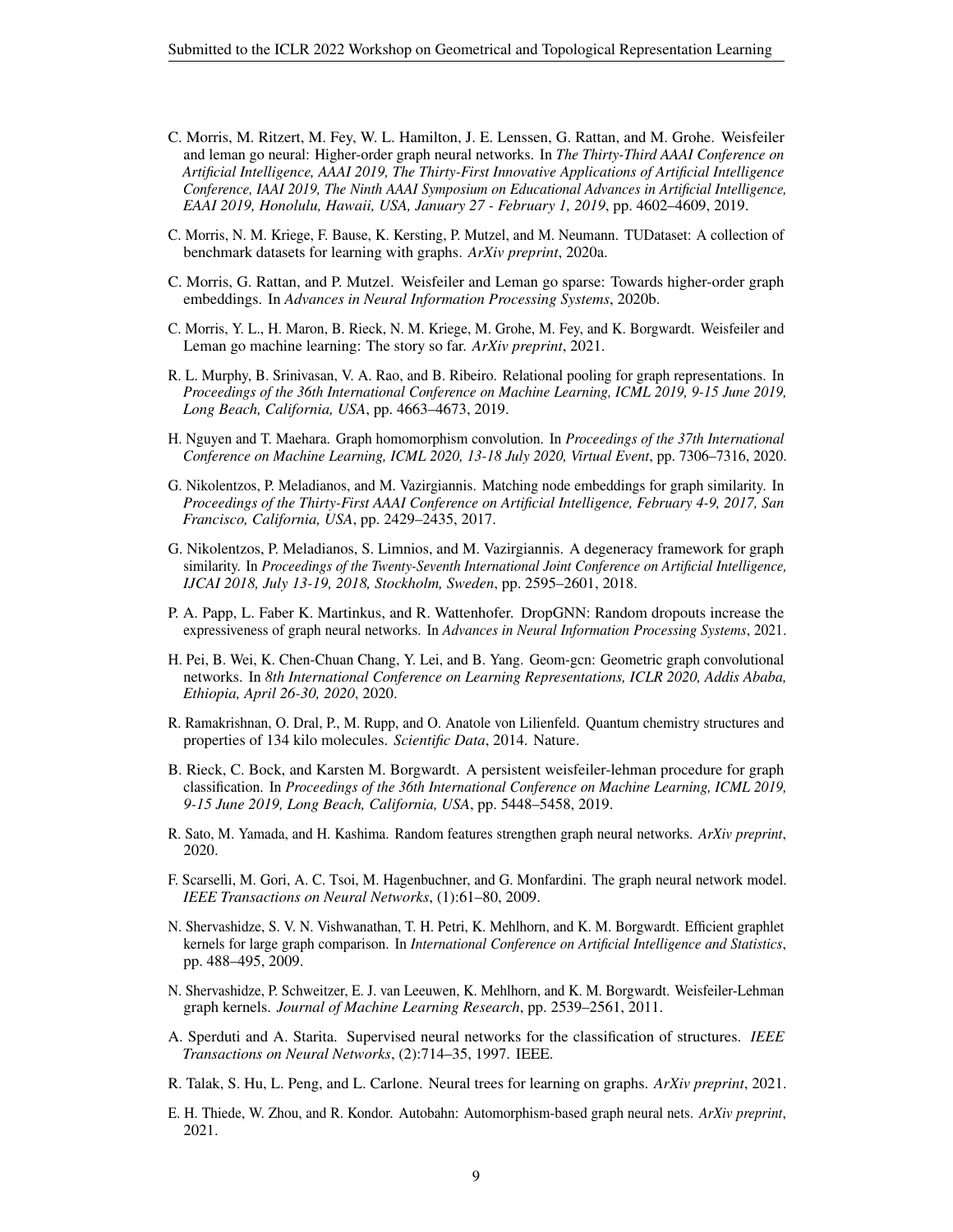C. Morris, M. Ritzert, M. Fey, W. L. Hamilton, J. E. Lenssen, G. Rattan, and M. Grohe. Weisfeiler and leman go neural: Higher-order graph neural networks. In *The Thirty-Third AAAI Conference on Artificial Intelligence, AAAI 2019, The Thirty-First Innovative Applications of Artificial Intelligence Conference, IAAI 2019, The Ninth AAAI Symposium on Educational Advances in Artificial Intelligence, EAAI 2019, Honolulu, Hawaii, USA, January 27 - February 1, 2019*, pp. 4602–4609, 2019.

C. Morris, N. M. Kriege, F. Bause, K. Kersting, P. Mutzel, and M. Neumann. TUDataset: A collection of benchmark datasets for learning with graphs. *ArXiv preprint*, 2020a.

C. Morris, G. Rattan, and P. Mutzel. Weisfeiler and Leman go sparse: Towards higher-order graph embeddings. In *Advances in Neural Information Processing Systems*, 2020b.

C. Morris, Y. L., H. Maron, B. Rieck, N. M. Kriege, M. Grohe, M. Fey, and K. Borgwardt. Weisfeiler and Leman go machine learning: The story so far. *ArXiv preprint*, 2021.

R. L. Murphy, B. Srinivasan, V. A. Rao, and B. Ribeiro. Relational pooling for graph representations. In *Proceedings of the 36th International Conference on Machine Learning, ICML 2019, 9-15 June 2019, Long Beach, California, USA*, pp. 4663–4673, 2019.

H. Nguyen and T. Maehara. Graph homomorphism convolution. In *Proceedings of the 37th International Conference on Machine Learning, ICML 2020, 13-18 July 2020, Virtual Event*, pp. 7306–7316, 2020.

G. Nikolentzos, P. Meladianos, and M. Vazirgiannis. Matching node embeddings for graph similarity. In *Proceedings of the Thirty-First AAAI Conference on Artificial Intelligence, February 4-9, 2017, San Francisco, California, USA*, pp. 2429–2435, 2017.

G. Nikolentzos, P. Meladianos, S. Limnios, and M. Vazirgiannis. A degeneracy framework for graph similarity. In *Proceedings of the Twenty-Seventh International Joint Conference on Artificial Intelligence, IJCAI 2018, July 13-19, 2018, Stockholm, Sweden*, pp. 2595–2601, 2018.

P. A. Papp, L. Faber K. Martinkus, and R. Wattenhofer. DropGNN: Random dropouts increase the expressiveness of graph neural networks. In *Advances in Neural Information Processing Systems*, 2021.

H. Pei, B. Wei, K. Chen-Chuan Chang, Y. Lei, and B. Yang. Geom-gcn: Geometric graph convolutional networks. In *8th International Conference on Learning Representations, ICLR 2020, Addis Ababa, Ethiopia, April 26-30, 2020*, 2020.

R. Ramakrishnan, O. Dral, P., M. Rupp, and O. Anatole von Lilienfeld. Quantum chemistry structures and properties of 134 kilo molecules. *Scientific Data*, 2014. Nature.

B. Rieck, C. Bock, and Karsten M. Borgwardt. A persistent weisfeiler-lehman procedure for graph classification. In *Proceedings of the 36th International Conference on Machine Learning, ICML 2019, 9-15 June 2019, Long Beach, California, USA*, pp. 5448–5458, 2019.

R. Sato, M. Yamada, and H. Kashima. Random features strengthen graph neural networks. *ArXiv preprint*, 2020.

F. Scarselli, M. Gori, A. C. Tsoi, M. Hagenbuchner, and G. Monfardini. The graph neural network model. *IEEE Transactions on Neural Networks*, (1):61–80, 2009.

N. Shervashidze, S. V. N. Vishwanathan, T. H. Petri, K. Mehlhorn, and K. M. Borgwardt. Efficient graphlet kernels for large graph comparison. In *International Conference on Artificial Intelligence and Statistics*, pp. 488–495, 2009.

N. Shervashidze, P. Schweitzer, E. J. van Leeuwen, K. Mehlhorn, and K. M. Borgwardt. Weisfeiler-Lehman graph kernels. *Journal of Machine Learning Research*, pp. 2539–2561, 2011.

A. Sperduti and A. Starita. Supervised neural networks for the classification of structures. *IEEE Transactions on Neural Networks*, (2):714–35, 1997. IEEE.

R. Talak, S. Hu, L. Peng, and L. Carlone. Neural trees for learning on graphs. *ArXiv preprint*, 2021.

E. H. Thiede, W. Zhou, and R. Kondor. Autobahn: Automorphism-based graph neural nets. *ArXiv preprint*, 2021.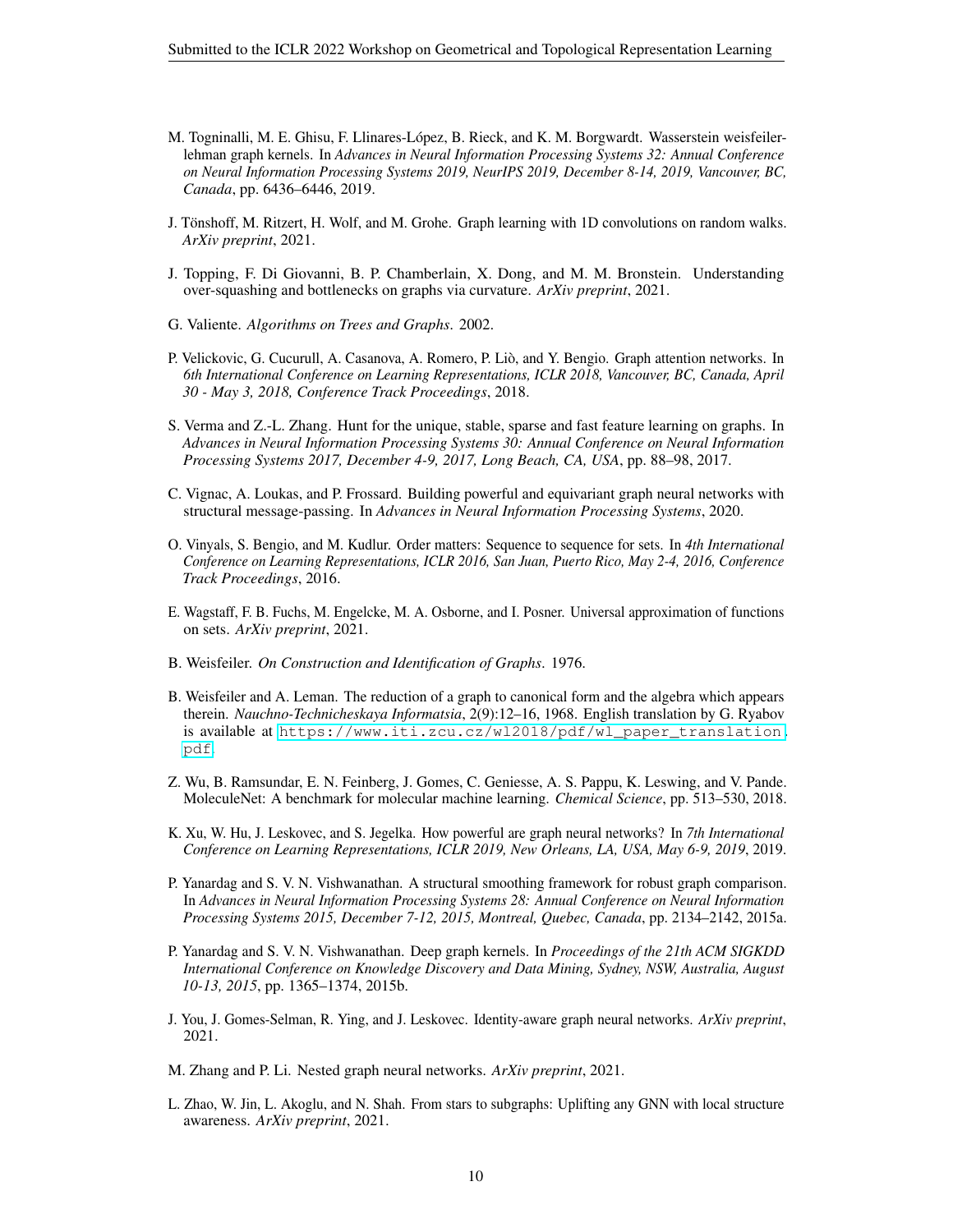M. Togninalli, M. E. Ghisu, F. Llinares-López, B. Rieck, and K. M. Borgwardt. Wasserstein weisfeiler-lehman graph kernels. In *Advances in Neural Information Processing Systems 32: Annual Conference on Neural Information Processing Systems 2019, NeurIPS 2019, December 8-14, 2019, Vancouver, BC, Canada*, pp. 6436–6446, 2019.

J. Tönshoff, M. Ritzert, H. Wolf, and M. Grohe. Graph learning with 1D convolutions on random walks. *ArXiv preprint*, 2021.

J. Topping, F. Di Giovanni, B. P. Chamberlain, X. Dong, and M. M. Bronstein. Understanding over-squashing and bottlenecks on graphs via curvature. *ArXiv preprint*, 2021.

G. Valiente. *Algorithms on Trees and Graphs*. 2002.

P. Velickovic, G. Cucurull, A. Casanova, A. Romero, P. Liò, and Y. Bengio. Graph attention networks. In *6th International Conference on Learning Representations, ICLR 2018, Vancouver, BC, Canada, April 30 - May 3, 2018, Conference Track Proceedings*, 2018.

S. Verma and Z.-L. Zhang. Hunt for the unique, stable, sparse and fast feature learning on graphs. In *Advances in Neural Information Processing Systems 30: Annual Conference on Neural Information Processing Systems 2017, December 4-9, 2017, Long Beach, CA, USA*, pp. 88–98, 2017.

C. Vignac, A. Loukas, and P. Frossard. Building powerful and equivariant graph neural networks with structural message-passing. In *Advances in Neural Information Processing Systems*, 2020.

O. Vinyals, S. Bengio, and M. Kudlur. Order matters: Sequence to sequence for sets. In *4th International Conference on Learning Representations, ICLR 2016, San Juan, Puerto Rico, May 2-4, 2016, Conference Track Proceedings*, 2016.

E. Wagstaff, F. B. Fuchs, M. Engelcke, M. A. Osborne, and I. Posner. Universal approximation of functions on sets. *ArXiv preprint*, 2021.

B. Weisfeiler. *On Construction and Identification of Graphs*. 1976.

B. Weisfeiler and A. Leman. The reduction of a graph to canonical form and the algebra which appears therein. *Nauchno-Technicheskaya Informatsia*, 2(9):12–16, 1968. English translation by G. Ryabov is available at https://www.iti.zcu.cz/wl2018/pdf/wl_paper_translation.pdf.

Z. Wu, B. Ramsundar, E. N. Feinberg, J. Gomes, C. Geniesse, A. S. Pappu, K. Leswing, and V. Pande. MoleculeNet: A benchmark for molecular machine learning. *Chemical Science*, pp. 513–530, 2018.

K. Xu, W. Hu, J. Leskovec, and S. Jegelka. How powerful are graph neural networks? In *7th International Conference on Learning Representations, ICLR 2019, New Orleans, LA, USA, May 6-9, 2019*, 2019.

P. Yanardag and S. V. N. Vishwanathan. A structural smoothing framework for robust graph comparison. In *Advances in Neural Information Processing Systems 28: Annual Conference on Neural Information Processing Systems 2015, December 7-12, 2015, Montreal, Quebec, Canada*, pp. 2134–2142, 2015a.

P. Yanardag and S. V. N. Vishwanathan. Deep graph kernels. In *Proceedings of the 21th ACM SIGKDD International Conference on Knowledge Discovery and Data Mining, Sydney, NSW, Australia, August 10-13, 2015*, pp. 1365–1374, 2015b.

J. You, J. Gomes-Selman, R. Ying, and J. Leskovec. Identity-aware graph neural networks. *ArXiv preprint*, 2021.

M. Zhang and P. Li. Nested graph neural networks. *ArXiv preprint*, 2021.

L. Zhao, W. Jin, L. Akoglu, and N. Shah. From stars to subgraphs: Uplifting any GNN with local structure awareness. *ArXiv preprint*, 2021.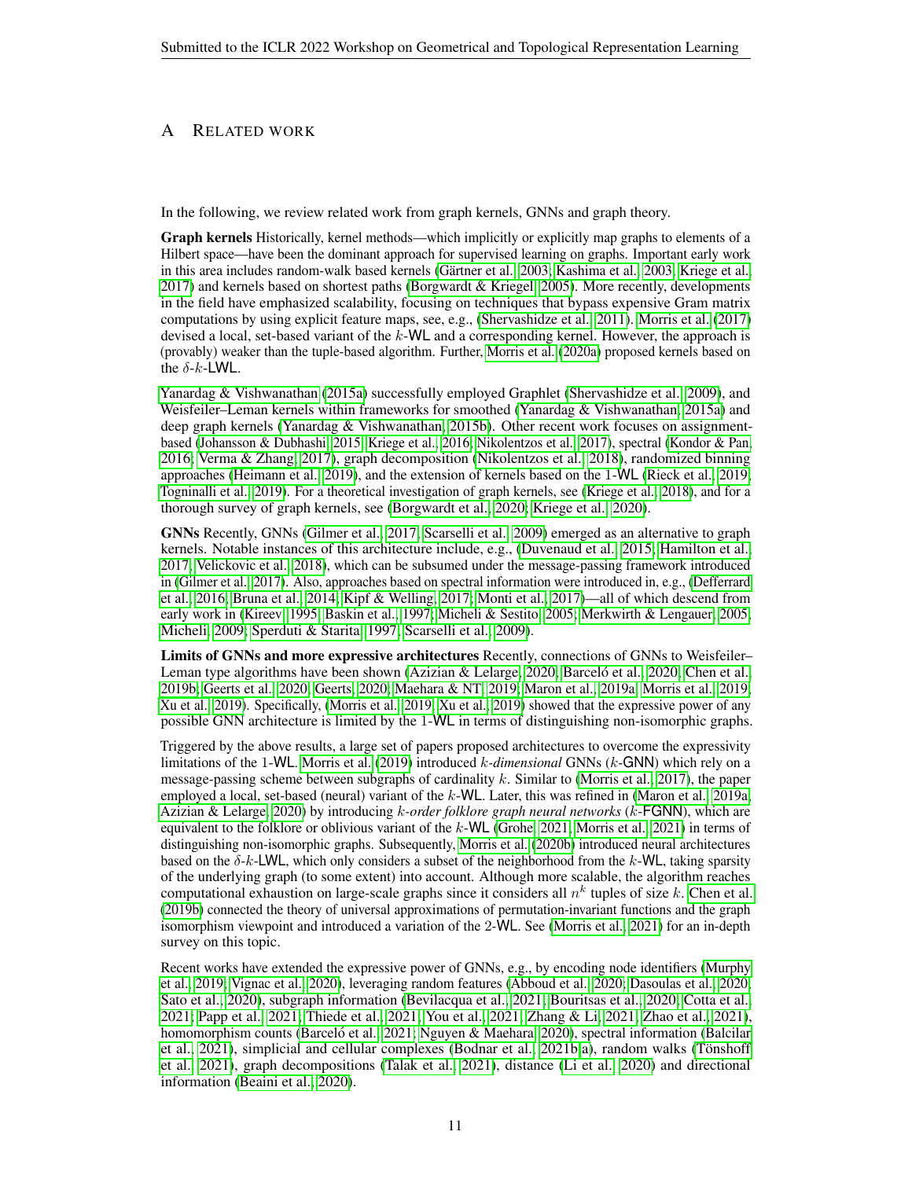# A Related work

In the following, we review related work from graph kernels, GNNs and graph theory.

**Graph kernels** Historically, kernel methods—which implicitly or explicitly map graphs to elements of a Hilbert space—have been the dominant approach for supervised learning on graphs. Important early work in this area includes random-walk based kernels (Gärtner et al., 2003; Kashima et al., 2003; Kriege et al., 2017) and kernels based on shortest paths (Borgwardt & Kriegel, 2005). More recently, developments in the field have emphasized scalability, focusing on techniques that bypass expensive Gram matrix computations by using explicit feature maps, see, e.g., (Shervashidze et al., 2011). Morris et al. (2017) devised a local, set-based variant of the $k$-WL and a corresponding kernel. However, the approach is (provably) weaker than the tuple-based algorithm. Further, Morris et al. (2020a) proposed kernels based on the $\delta$-$k$-LWL.

Yanardag & Vishwanathan (2015a) successfully employed Graphlet (Shervashidze et al., 2009), and Weisfeiler–Leman kernels within frameworks for smoothed (Yanardag & Vishwanathan, 2015a) and deep graph kernels (Yanardag & Vishwanathan, 2015b). Other recent work focuses on assignment-based (Johansson & Dubhashi, 2015; Kriege et al., 2016; Nikolentzos et al., 2017), spectral (Kondor & Pan, 2016; Verma & Zhang, 2017), graph decomposition (Nikolentzos et al., 2018), randomized binning approaches (Heimann et al., 2019), and the extension of kernels based on the 1-WL (Rieck et al., 2019; Togninalli et al., 2019). For a theoretical investigation of graph kernels, see (Kriege et al., 2018), and for a thorough survey of graph kernels, see (Borgwardt et al., 2020; Kriege et al., 2020).

**GNNs** Recently, GNNs (Gilmer et al., 2017; Scarselli et al., 2009) emerged as an alternative to graph kernels. Notable instances of this architecture include, e.g., (Duvenaud et al., 2015; Hamilton et al., 2017; Velickovic et al., 2018), which can be subsumed under the message-passing framework introduced in (Gilmer et al., 2017). Also, approaches based on spectral information were introduced in, e.g., (Defferrard et al., 2016; Bruna et al., 2014; Kipf & Welling, 2017; Monti et al., 2017)—all of which descend from early work in (Kireev, 1995; Baskin et al., 1997; Micheli & Sestito, 2005; Merkwirth & Lengauer, 2005; Micheli, 2009; Sperduti & Starita, 1997; Scarselli et al., 2009).

**Limits of GNNs and more expressive architectures** Recently, connections of GNNs to Weisfeiler–Leman type algorithms have been shown (Azizian & Lelarge, 2020; Barceló et al., 2020; Chen et al., 2019b; Geerts et al., 2020; Geerts, 2020; Maehara & NT, 2019; Maron et al., 2019a; Morris et al., 2019; Xu et al., 2019). Specifically, (Morris et al., 2019; Xu et al., 2019) showed that the expressive power of any possible GNN architecture is limited by the 1-WL in terms of distinguishing non-isomorphic graphs.

Triggered by the above results, a large set of papers proposed architectures to overcome the expressivity limitations of the 1-WL. Morris et al. (2019) introduced $k$-*dimensional* GNNs ($k$-GNN) which rely on a message-passing scheme between subgraphs of cardinality $k$. Similar to (Morris et al., 2017), the paper employed a local, set-based (neural) variant of the $k$-WL. Later, this was refined in (Maron et al., 2019a; Azizian & Lelarge, 2020) by introducing $k$-*order folklore graph neural networks* ($k$-FGNN), which are equivalent to the folklore or oblivious variant of the $k$-WL (Grohe, 2021; Morris et al., 2021) in terms of distinguishing non-isomorphic graphs. Subsequently, Morris et al. (2020b) introduced neural architectures based on the $\delta$-$k$-LWL, which only considers a subset of the neighborhood from the $k$-WL, taking sparsity of the underlying graph (to some extent) into account. Although more scalable, the algorithm reaches computational exhaustion on large-scale graphs since it considers all $n^k$ tuples of size $k$. Chen et al. (2019b) connected the theory of universal approximations of permutation-invariant functions and the graph isomorphism viewpoint and introduced a variation of the 2-WL. See (Morris et al., 2021) for an in-depth survey on this topic.

Recent works have extended the expressive power of GNNs, e.g., by encoding node identifiers (Murphy et al., 2019; Vignac et al., 2020), leveraging random features (Abboud et al., 2020; Dasoulas et al., 2020; Sato et al., 2020), subgraph information (Bevilacqua et al., 2021; Bouritsas et al., 2020; Cotta et al., 2021; Papp et al., 2021; Thiede et al., 2021; You et al., 2021; Zhang & Li, 2021; Zhao et al., 2021), homomorphism counts (Barceló et al., 2021; Nguyen & Maehara, 2020), spectral information (Balcilar et al., 2021), simplicial and cellular complexes (Bodnar et al., 2021b;a), random walks (Tönshoff et al., 2021), graph decompositions (Talak et al., 2021), distance (Li et al., 2020) and directional information (Beaini et al., 2020).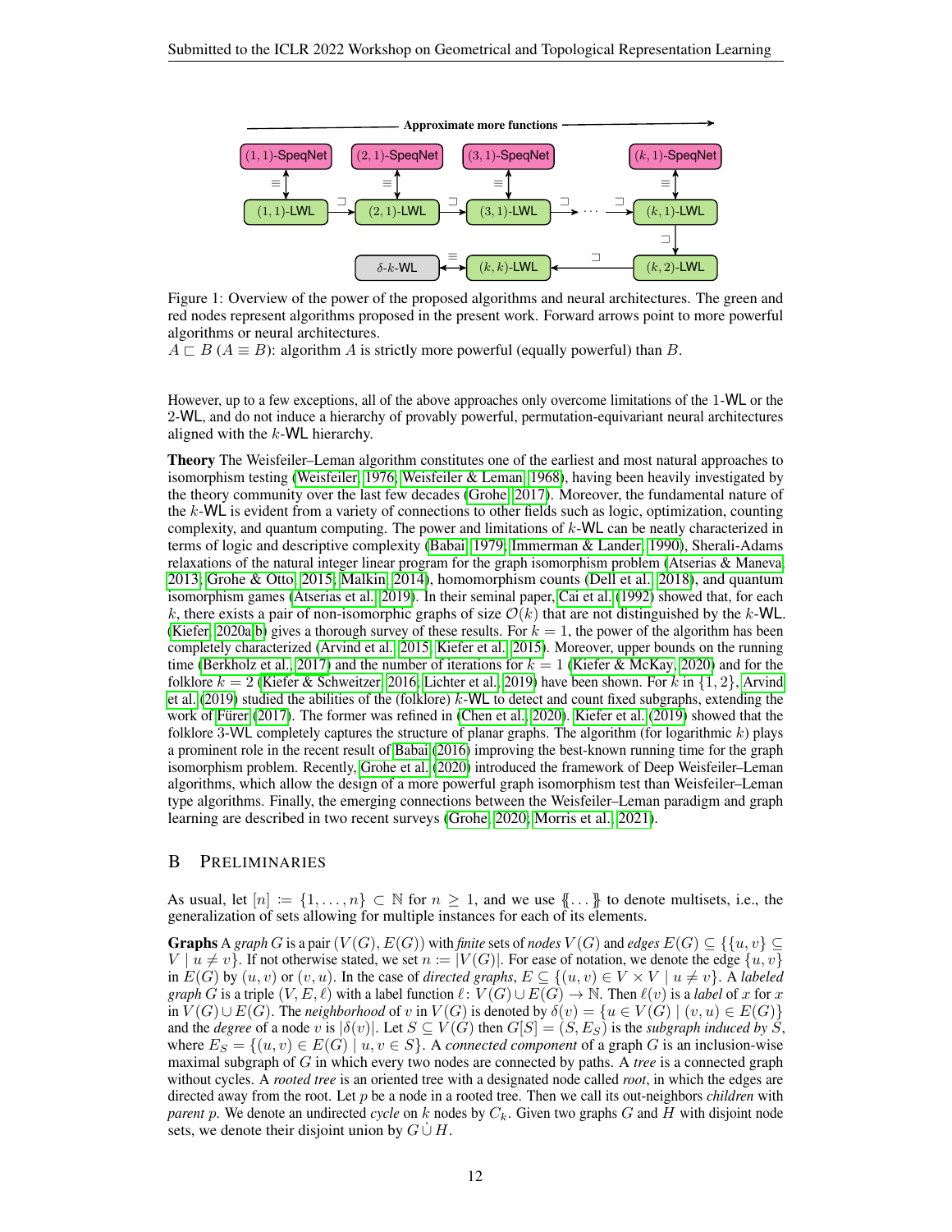Figure 1: Overview of the power of the proposed algorithms and neural architectures. The green and red nodes represent algorithms proposed in the present work. Forward arrows point to more powerful algorithms or neural architectures.
$A \sqsubset B$ ($A \equiv B$): algorithm $A$ is strictly more powerful (equally powerful) than $B$.

However, up to a few exceptions, all of the above approaches only overcome limitations of the 1-WL or the 2-WL, and do not induce a hierarchy of provably powerful, permutation-equivariant neural architectures aligned with the $k$-WL hierarchy.

**Theory** The Weisfeiler–Leman algorithm constitutes one of the earliest and most natural approaches to isomorphism testing (Weisfeiler, 1976; Weisfeiler & Leman, 1968), having been heavily investigated by the theory community over the last few decades (Grohe, 2017). Moreover, the fundamental nature of the $k$-WL is evident from a variety of connections to other fields such as logic, optimization, counting complexity, and quantum computing. The power and limitations of $k$-WL can be neatly characterized in terms of logic and descriptive complexity (Babai, 1979; Immerman & Lander, 1990), Sherali-Adams relaxations of the natural integer linear program for the graph isomorphism problem (Atserias & Maneva, 2013; Grohe & Otto, 2015; Malkin, 2014), homomorphism counts (Dell et al., 2018), and quantum isomorphism games (Atserias et al., 2019). In their seminal paper, Cai et al. (1992) showed that, for each $k$, there exists a pair of non-isomorphic graphs of size $\mathcal{O}(k)$ that are not distinguished by the $k$-WL. (Kiefer, 2020a;b) gives a thorough survey of these results. For $k = 1$, the power of the algorithm has been completely characterized (Arvind et al., 2015; Kiefer et al., 2015). Moreover, upper bounds on the running time (Berkholz et al., 2017) and the number of iterations for $k = 1$ (Kiefer & McKay, 2020) and for the folklore $k = 2$ (Kiefer & Schweitzer, 2016; Lichter et al., 2019) have been shown. For $k$ in $\{1, 2\}$, Arvind et al. (2019) studied the abilities of the (folklore) $k$-WL to detect and count fixed subgraphs, extending the work of Fürer (2017). The former was refined in (Chen et al., 2020). Kiefer et al. (2019) showed that the folklore 3-WL completely captures the structure of planar graphs. The algorithm (for logarithmic $k$) plays a prominent role in the recent result of Babai (2016) improving the best-known running time for the graph isomorphism problem. Recently, Grohe et al. (2020) introduced the framework of Deep Weisfeiler–Leman algorithms, which allow the design of a more powerful graph isomorphism test than Weisfeiler–Leman type algorithms. Finally, the emerging connections between the Weisfeiler–Leman paradigm and graph learning are described in two recent surveys (Grohe, 2020; Morris et al., 2021).

# B Preliminaries

As usual, let $[n] \coloneqq \{1, \dots, n\} \subset \mathbb{N}$ for $n \geq 1$, and we use $\{\!\!\{ \dots \}\!\!\}$ to denote multisets, i.e., the generalization of sets allowing for multiple instances for each of its elements.

**Graphs** A *graph* $G$ is a pair $(V(G), E(G))$ with *finite* sets of *nodes* $V(G)$ and *edges* $E(G) \subseteq \{\{u, v\} \subseteq V \mid u \neq v\}$. If not otherwise stated, we set $n \coloneqq |V(G)|$. For ease of notation, we denote the edge $\{u, v\}$ in $E(G)$ by $(u, v)$ or $(v, u)$. In the case of *directed graphs*, $E \subseteq \{(u, v) \in V \times V \mid u \neq v\}$. A *labeled graph* $G$ is a triple $(V, E, \ell)$ with a label function $\ell \colon V(G) \cup E(G) \to \mathbb{N}$. Then $\ell(v)$ is a *label* of $x$ for $x$ in $V(G) \cup E(G)$. The *neighborhood* of $v$ in $V(G)$ is denoted by $\delta(v) = \{u \in V(G) \mid (v, u) \in E(G)\}$ and the *degree* of a node $v$ is $|\delta(v)|$. Let $S \subseteq V(G)$ then $G[S] = (S, E_S)$ is the *subgraph induced by* $S$, where $E_S = \{(u, v) \in E(G) \mid u, v \in S\}$. A *connected component* of a graph $G$ is an inclusion-wise maximal subgraph of $G$ in which every two nodes are connected by paths. A *tree* is a connected graph without cycles. A *rooted tree* is an oriented tree with a designated node called *root*, in which the edges are directed away from the root. Let $p$ be a node in a rooted tree. Then we call its out-neighbors *children* with *parent* $p$. We denote an undirected *cycle* on $k$ nodes by $C_k$. Given two graphs $G$ and $H$ with disjoint node sets, we denote their disjoint union by $G \,\dot\cup\, H$.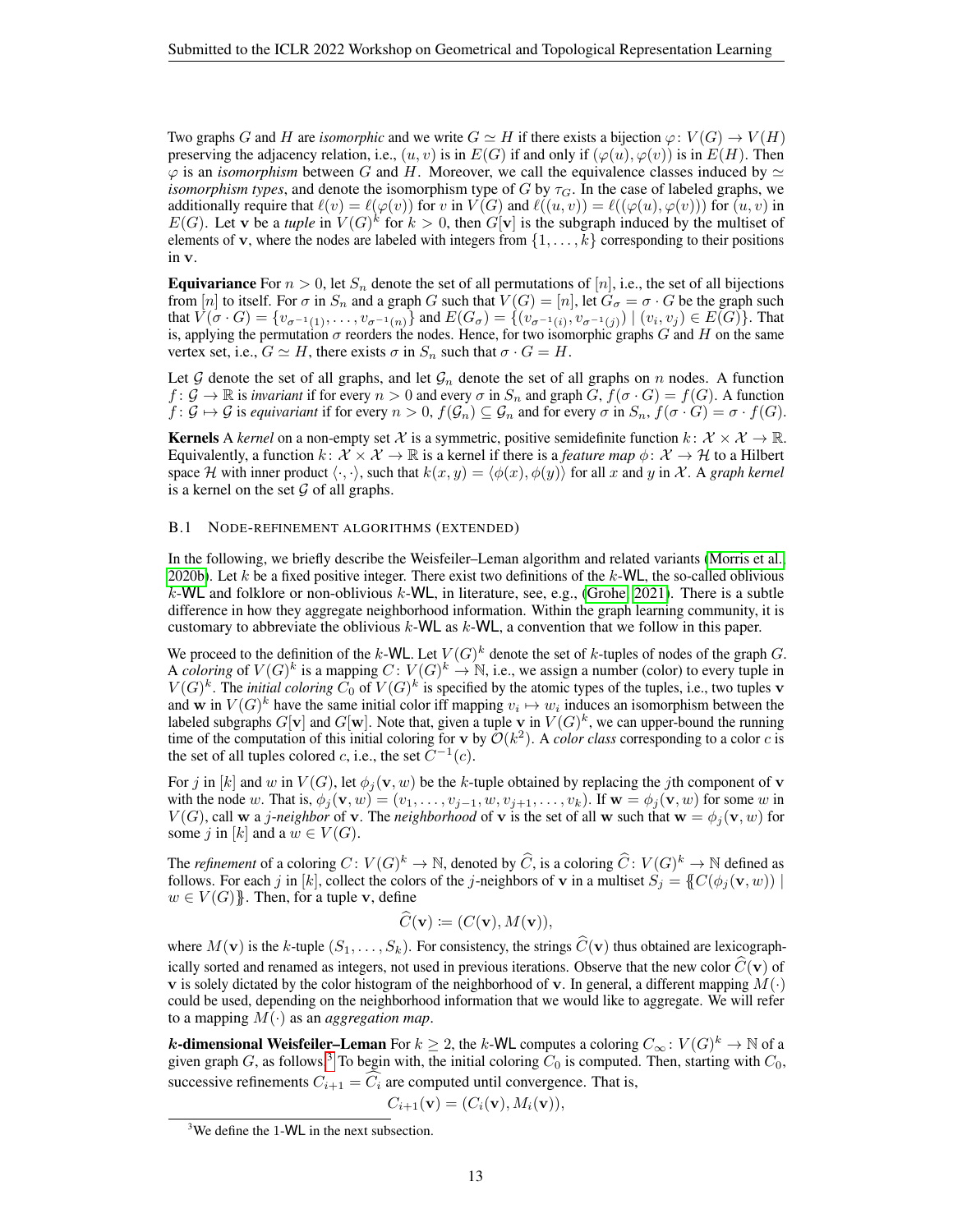Two graphs $G$ and $H$ are *isomorphic* and we write $G \simeq H$ if there exists a bijection $\varphi \colon V(G) \to V(H)$ preserving the adjacency relation, i.e., $(u, v)$ is in $E(G)$ if and only if $(\varphi(u), \varphi(v))$ is in $E(H)$. Then $\varphi$ is an *isomorphism* between $G$ and $H$. Moreover, we call the equivalence classes induced by $\simeq$ *isomorphism types*, and denote the isomorphism type of $G$ by $\tau_G$. In the case of labeled graphs, we additionally require that $\ell(v) = \ell(\varphi(v))$ for $v$ in $V(G)$ and $\ell((u, v)) = \ell((\varphi(u), \varphi(v)))$ for $(u, v)$ in $E(G)$. Let $\mathbf{v}$ be a *tuple* in $V(G)^k$ for $k > 0$, then $G[\mathbf{v}]$ is the subgraph induced by the multiset of elements of $\mathbf{v}$, where the nodes are labeled with integers from $\{1, \ldots, k\}$ corresponding to their positions in $\mathbf{v}$.

**Equivariance** For $n > 0$, let $S_n$ denote the set of all permutations of $[n]$, i.e., the set of all bijections from $[n]$ to itself. For $\sigma$ in $S_n$ and a graph $G$ such that $V(G) = [n]$, let $G_\sigma = \sigma \cdot G$ be the graph such that $V(\sigma \cdot G) = \{v_{\sigma^{-1}(1)}, \ldots, v_{\sigma^{-1}(n)}\}$ and $E(G_\sigma) = \{(v_{\sigma^{-1}(i)}, v_{\sigma^{-1}(j)}) \mid (v_i, v_j) \in E(G)\}$. That is, applying the permutation $\sigma$ reorders the nodes. Hence, for two isomorphic graphs $G$ and $H$ on the same vertex set, i.e., $G \simeq H$, there exists $\sigma$ in $S_n$ such that $\sigma \cdot G = H$.

Let $\mathcal{G}$ denote the set of all graphs, and let $\mathcal{G}_n$ denote the set of all graphs on $n$ nodes. A function $f \colon \mathcal{G} \to \mathbb{R}$ is *invariant* if for every $n > 0$ and every $\sigma$ in $S_n$ and graph $G$, $f(\sigma \cdot G) = f(G)$. A function $f \colon \mathcal{G} \mapsto \mathcal{G}$ is *equivariant* if for every $n > 0$, $f(\mathcal{G}_n) \subseteq \mathcal{G}_n$ and for every $\sigma$ in $S_n$, $f(\sigma \cdot G) = \sigma \cdot f(G)$.

**Kernels** A *kernel* on a non-empty set $\mathcal{X}$ is a symmetric, positive semidefinite function $k \colon \mathcal{X} \times \mathcal{X} \to \mathbb{R}$. Equivalently, a function $k \colon \mathcal{X} \times \mathcal{X} \to \mathbb{R}$ is a kernel if there is a *feature map* $\phi \colon \mathcal{X} \to \mathcal{H}$ to a Hilbert space $\mathcal{H}$ with inner product $\langle \cdot, \cdot \rangle$, such that $k(x, y) = \langle \phi(x), \phi(y) \rangle$ for all $x$ and $y$ in $\mathcal{X}$. A *graph kernel* is a kernel on the set $\mathcal{G}$ of all graphs.

### B.1 Node-refinement algorithms (extended)

In the following, we briefly describe the Weisfeiler–Leman algorithm and related variants (Morris et al., 2020b). Let $k$ be a fixed positive integer. There exist two definitions of the $k$-WL, the so-called oblivious $k$-WL and folklore or non-oblivious $k$-WL, in literature, see, e.g., (Grohe, 2021). There is a subtle difference in how they aggregate neighborhood information. Within the graph learning community, it is customary to abbreviate the oblivious $k$-WL as $k$-WL, a convention that we follow in this paper.

We proceed to the definition of the $k$-WL. Let $V(G)^k$ denote the set of $k$-tuples of nodes of the graph $G$. A *coloring* of $V(G)^k$ is a mapping $C \colon V(G)^k \to \mathbb{N}$, i.e., we assign a number (color) to every tuple in $V(G)^k$. The *initial coloring* $C_0$ of $V(G)^k$ is specified by the atomic types of the tuples, i.e., two tuples $\mathbf{v}$ and $\mathbf{w}$ in $V(G)^k$ have the same initial color iff mapping $v_i \mapsto w_i$ induces an isomorphism between the labeled subgraphs $G[\mathbf{v}]$ and $G[\mathbf{w}]$. Note that, given a tuple $\mathbf{v}$ in $V(G)^k$, we can upper-bound the running time of the computation of this initial coloring for $\mathbf{v}$ by $\mathcal{O}(k^2)$. A *color class* corresponding to a color $c$ is the set of all tuples colored $c$, i.e., the set $C^{-1}(c)$.

For $j$ in $[k]$ and $w$ in $V(G)$, let $\phi_j(\mathbf{v}, w)$ be the $k$-tuple obtained by replacing the $j$th component of $\mathbf{v}$ with the node $w$. That is, $\phi_j(\mathbf{v}, w) = (v_1, \ldots, v_{j-1}, w, v_{j+1}, \ldots, v_k)$. If $\mathbf{w} = \phi_j(\mathbf{v}, w)$ for some $w$ in $V(G)$, call $\mathbf{w}$ a *$j$-neighbor* of $\mathbf{v}$. The *neighborhood* of $\mathbf{v}$ is the set of all $\mathbf{w}$ such that $\mathbf{w} = \phi_j(\mathbf{v}, w)$ for some $j$ in $[k]$ and a $w \in V(G)$.

The *refinement* of a coloring $C \colon V(G)^k \to \mathbb{N}$, denoted by $\widehat{C}$, is a coloring $\widehat{C} \colon V(G)^k \to \mathbb{N}$ defined as follows. For each $j$ in $[k]$, collect the colors of the $j$-neighbors of $\mathbf{v}$ in a multiset $S_j = \{\!\!\{ C(\phi_j(\mathbf{v}, w)) \mid w \in V(G) \}\!\!\}$. Then, for a tuple $\mathbf{v}$, define

$$\widehat{C}(\mathbf{v}) \coloneqq (C(\mathbf{v}), M(\mathbf{v})),$$

where $M(\mathbf{v})$ is the $k$-tuple $(S_1, \ldots, S_k)$. For consistency, the strings $\widehat{C}(\mathbf{v})$ thus obtained are lexicographically sorted and renamed as integers, not used in previous iterations. Observe that the new color $\widehat{C}(\mathbf{v})$ of $\mathbf{v}$ is solely dictated by the color histogram of the neighborhood of $\mathbf{v}$. In general, a different mapping $M(\cdot)$ could be used, depending on the neighborhood information that we would like to aggregate. We will refer to a mapping $M(\cdot)$ as an *aggregation map*.

***k*-dimensional Weisfeiler–Leman** For $k \geq 2$, the $k$-WL computes a coloring $C_\infty \colon V(G)^k \to \mathbb{N}$ of a given graph $G$, as follows.[3] To begin with, the initial coloring $C_0$ is computed. Then, starting with $C_0$, successive refinements $C_{i+1} = \widehat{C_i}$ are computed until convergence. That is,

$$C_{i+1}(\mathbf{v}) = (C_i(\mathbf{v}), M_i(\mathbf{v})),$$

[3] We define the 1-WL in the next subsection.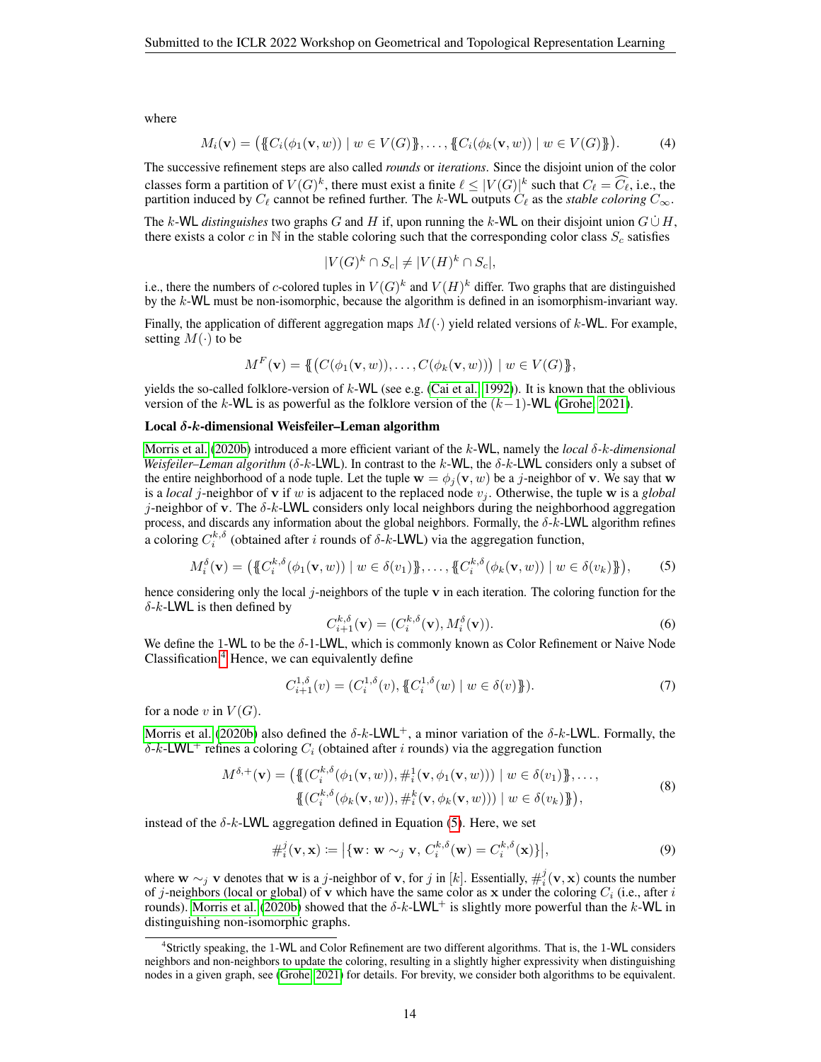where

$$M_i(\mathbf{v}) = \big(\{\!\{C_i(\phi_1(\mathbf{v}, w)) \mid w \in V(G)\}\!\}, \dots, \{\!\{C_i(\phi_k(\mathbf{v}, w)) \mid w \in V(G)\}\!\}\big). \tag{4}$$

The successive refinement steps are also called *rounds* or *iterations*. Since the disjoint union of the color classes form a partition of $V(G)^k$, there must exist a finite $\ell \leq |V(G)|^k$ such that $C_\ell = \widehat{C_\ell}$, i.e., the partition induced by $C_\ell$ cannot be refined further. The $k$-WL outputs $C_\ell$ as the *stable coloring* $C_\infty$.

The $k$-WL *distinguishes* two graphs $G$ and $H$ if, upon running the $k$-WL on their disjoint union $G \,\dot\cup\, H$, there exists a color $c$ in $\mathbb{N}$ in the stable coloring such that the corresponding color class $S_c$ satisfies

$$|V(G)^k \cap S_c| \neq |V(H)^k \cap S_c|,$$

i.e., there the numbers of $c$-colored tuples in $V(G)^k$ and $V(H)^k$ differ. Two graphs that are distinguished by the $k$-WL must be non-isomorphic, because the algorithm is defined in an isomorphism-invariant way.

Finally, the application of different aggregation maps $M(\cdot)$ yield related versions of $k$-WL. For example, setting $M(\cdot)$ to be

$$M^F(\mathbf{v}) = \{\!\{\big(C(\phi_1(\mathbf{v}, w)), \dots, C(\phi_k(\mathbf{v}, w))\big) \mid w \in V(G)\}\!\},$$

yields the so-called folklore-version of $k$-WL (see e.g. (Cai et al., 1992)). It is known that the oblivious version of the $k$-WL is as powerful as the folklore version of the $(k-1)$-WL (Grohe, 2021).

**Local $\delta$-$k$-dimensional Weisfeiler–Leman algorithm**

Morris et al. (2020b) introduced a more efficient variant of the $k$-WL, namely the *local $\delta$-$k$-dimensional Weisfeiler–Leman algorithm* ($\delta$-$k$-LWL). In contrast to the $k$-WL, the $\delta$-$k$-LWL considers only a subset of the entire neighborhood of a node tuple. Let the tuple $\mathbf{w} = \phi_j(\mathbf{v}, w)$ be a $j$-neighbor of $\mathbf{v}$. We say that $\mathbf{w}$ is a *local* $j$-neighbor of $\mathbf{v}$ if $w$ is adjacent to the replaced node $v_j$. Otherwise, the tuple $\mathbf{w}$ is a *global* $j$-neighbor of $\mathbf{v}$. The $\delta$-$k$-LWL considers only local neighbors during the neighborhood aggregation process, and discards any information about the global neighbors. Formally, the $\delta$-$k$-LWL algorithm refines a coloring $C_i^{k,\delta}$ (obtained after $i$ rounds of $\delta$-$k$-LWL) via the aggregation function,

$$M_i^\delta(\mathbf{v}) = \big(\{\!\{C_i^{k,\delta}(\phi_1(\mathbf{v}, w)) \mid w \in \delta(v_1)\}\!\}, \dots, \{\!\{C_i^{k,\delta}(\phi_k(\mathbf{v}, w)) \mid w \in \delta(v_k)\}\!\}\big), \tag{5}$$

hence considering only the local $j$-neighbors of the tuple $\mathbf{v}$ in each iteration. The coloring function for the $\delta$-$k$-LWL is then defined by

$$C_{i+1}^{k,\delta}(\mathbf{v}) = (C_i^{k,\delta}(\mathbf{v}), M_i^\delta(\mathbf{v})). \tag{6}$$

We define the 1-WL to be the $\delta$-1-LWL, which is commonly known as Color Refinement or Naive Node Classification.[4] Hence, we can equivalently define

$$C_{i+1}^{1,\delta}(v) = (C_i^{1,\delta}(v), \{\!\{C_i^{1,\delta}(w) \mid w \in \delta(v)\}\!\}). \tag{7}$$

for a node $v$ in $V(G)$.

Morris et al. (2020b) also defined the $\delta$-$k$-LWL$^+$, a minor variation of the $\delta$-$k$-LWL. Formally, the $\delta$-$k$-LWL$^+$ refines a coloring $C_i$ (obtained after $i$ rounds) via the aggregation function

$$\begin{aligned} M^{\delta,+}(\mathbf{v}) = \big(&\{\!\{(C_i^{k,\delta}(\phi_1(\mathbf{v}, w)), \#_i^1(\mathbf{v}, \phi_1(\mathbf{v}, w))) \mid w \in \delta(v_1)\}\!\}, \dots, \\ &\{\!\{(C_i^{k,\delta}(\phi_k(\mathbf{v}, w)), \#_i^k(\mathbf{v}, \phi_k(\mathbf{v}, w))) \mid w \in \delta(v_k)\}\!\}\big), \end{aligned} \tag{8}$$

instead of the $\delta$-$k$-LWL aggregation defined in Equation (5). Here, we set

$$\#_i^j(\mathbf{v}, \mathbf{x}) \coloneqq \big|\{\mathbf{w} \colon \mathbf{w} \sim_j \mathbf{v},\, C_i^{k,\delta}(\mathbf{w}) = C_i^{k,\delta}(\mathbf{x})\}\big|, \tag{9}$$

where $\mathbf{w} \sim_j \mathbf{v}$ denotes that $\mathbf{w}$ is a $j$-neighbor of $\mathbf{v}$, for $j$ in $[k]$. Essentially, $\#_i^j(\mathbf{v}, \mathbf{x})$ counts the number of $j$-neighbors (local or global) of $\mathbf{v}$ which have the same color as $\mathbf{x}$ under the coloring $C_i$ (i.e., after $i$ rounds). Morris et al. (2020b) showed that the $\delta$-$k$-LWL$^+$ is slightly more powerful than the $k$-WL in distinguishing non-isomorphic graphs.

---

[4] Strictly speaking, the 1-WL and Color Refinement are two different algorithms. That is, the 1-WL considers neighbors and non-neighbors to update the coloring, resulting in a slightly higher expressivity when distinguishing nodes in a given graph, see (Grohe, 2021) for details. For brevity, we consider both algorithms to be equivalent.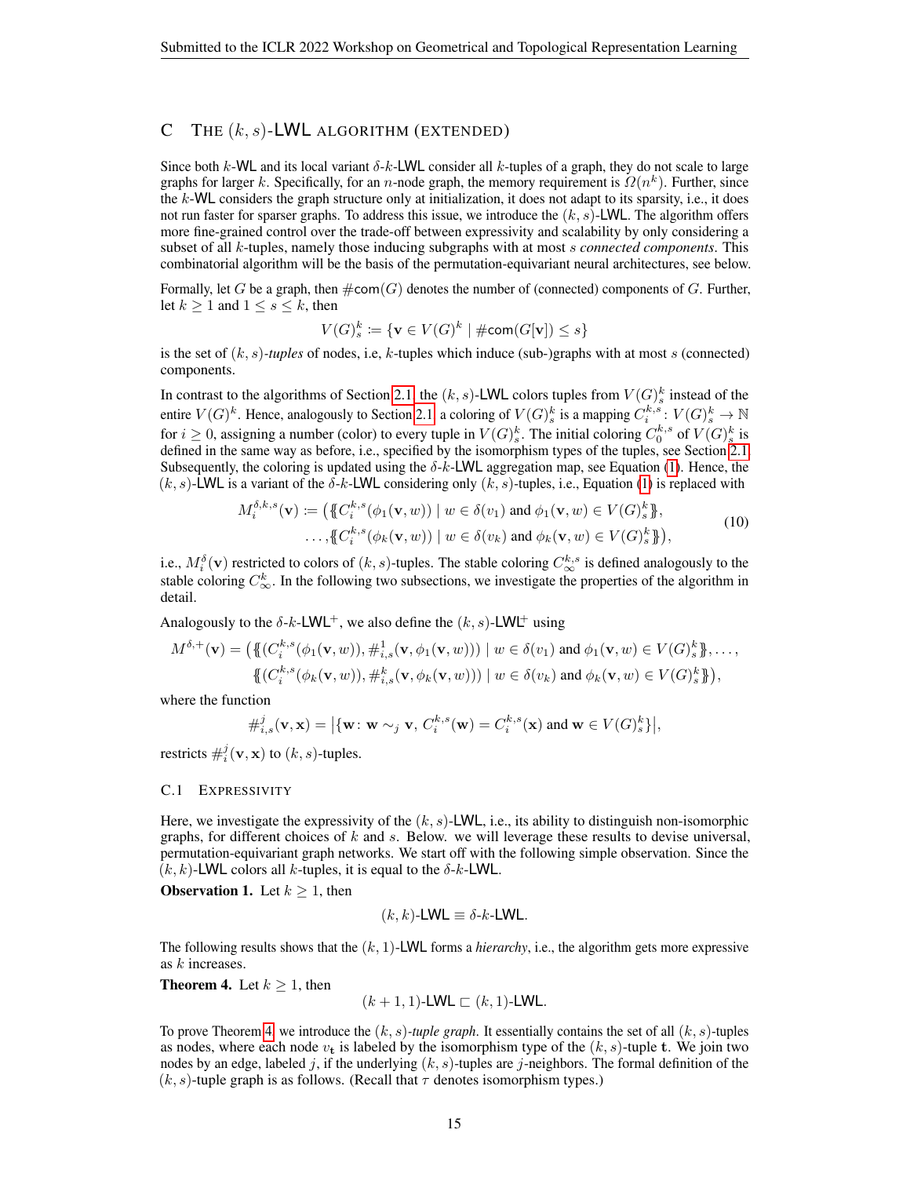## C THE $(k, s)$-LWL ALGORITHM (EXTENDED)

Since both $k$-WL and its local variant $\delta$-$k$-LWL consider all $k$-tuples of a graph, they do not scale to large graphs for larger $k$. Specifically, for an $n$-node graph, the memory requirement is $\Omega(n^k)$. Further, since the $k$-WL considers the graph structure only at initialization, it does not adapt to its sparsity, i.e., it does not run faster for sparser graphs. To address this issue, we introduce the $(k, s)$-LWL. The algorithm offers more fine-grained control over the trade-off between expressivity and scalability by only considering a subset of all $k$-tuples, namely those inducing subgraphs with at most $s$ *connected components*. This combinatorial algorithm will be the basis of the permutation-equivariant neural architectures, see below.

Formally, let $G$ be a graph, then $\#\mathsf{com}(G)$ denotes the number of (connected) components of $G$. Further, let $k \geq 1$ and $1 \leq s \leq k$, then

$$V(G)^k_s \coloneqq \{\mathbf{v} \in V(G)^k \mid \#\mathsf{com}(G[\mathbf{v}]) \leq s\}$$

is the set of $(k, s)$-*tuples* of nodes, i.e, $k$-tuples which induce (sub-)graphs with at most $s$ (connected) components.

In contrast to the algorithms of Section 2.1, the $(k, s)$-LWL colors tuples from $V(G)^k_s$ instead of the entire $V(G)^k$. Hence, analogously to Section 2.1, a coloring of $V(G)^k_s$ is a mapping $C^{k,s}_i \colon V(G)^k_s \to \mathbb{N}$ for $i \geq 0$, assigning a number (color) to every tuple in $V(G)^k_s$. The initial coloring $C^{k,s}_0$ of $V(G)^k_s$ is defined in the same way as before, i.e., specified by the isomorphism types of the tuples, see Section 2.1. Subsequently, the coloring is updated using the $\delta$-$k$-LWL aggregation map, see Equation (1). Hence, the $(k, s)$-LWL is a variant of the $\delta$-$k$-LWL considering only $(k, s)$-tuples, i.e., Equation (1) is replaced with

$$\begin{aligned} M^{\delta,k,s}_i(\mathbf{v}) \coloneqq \big(&\{\!\!\{C^{k,s}_i(\phi_1(\mathbf{v}, w)) \mid w \in \delta(v_1) \text{ and } \phi_1(\mathbf{v}, w) \in V(G)^k_s\}\!\!\}, \\ &\dots, \{\!\!\{C^{k,s}_i(\phi_k(\mathbf{v}, w)) \mid w \in \delta(v_k) \text{ and } \phi_k(\mathbf{v}, w) \in V(G)^k_s\}\!\!\}\big), \end{aligned} \tag{10}$$

i.e., $M^{\delta}_i(\mathbf{v})$ restricted to colors of $(k, s)$-tuples. The stable coloring $C^{k,s}_\infty$ is defined analogously to the stable coloring $C^k_\infty$. In the following two subsections, we investigate the properties of the algorithm in detail.

Analogously to the $\delta$-$k$-LWL$^+$, we also define the $(k, s)$-LWL$^+$ using

$$\begin{aligned} M^{\delta,+}(\mathbf{v}) = \big(&\{\!\!\{(C^{k,s}_i(\phi_1(\mathbf{v}, w)), \#^1_{i,s}(\mathbf{v}, \phi_1(\mathbf{v}, w))) \mid w \in \delta(v_1) \text{ and } \phi_1(\mathbf{v}, w) \in V(G)^k_s\}\!\!\}, \dots, \\ &\{\!\!\{(C^{k,s}_i(\phi_k(\mathbf{v}, w)), \#^k_{i,s}(\mathbf{v}, \phi_k(\mathbf{v}, w))) \mid w \in \delta(v_k) \text{ and } \phi_k(\mathbf{v}, w) \in V(G)^k_s\}\!\!\}\big), \end{aligned}$$

where the function

$$\#^j_{i,s}(\mathbf{v}, \mathbf{x}) = \big|\{\mathbf{w} \colon \mathbf{w} \sim_j \mathbf{v},\, C^{k,s}_i(\mathbf{w}) = C^{k,s}_i(\mathbf{x}) \text{ and } \mathbf{w} \in V(G)^k_s\}\big|,$$

restricts $\#^j_i(\mathbf{v}, \mathbf{x})$ to $(k, s)$-tuples.

### C.1 EXPRESSIVITY

Here, we investigate the expressivity of the $(k, s)$-LWL, i.e., its ability to distinguish non-isomorphic graphs, for different choices of $k$ and $s$. Below. we will leverage these results to devise universal, permutation-equivariant graph networks. We start off with the following simple observation. Since the $(k, k)$-LWL colors all $k$-tuples, it is equal to the $\delta$-$k$-LWL.

**Observation 1.** Let $k \geq 1$, then

$$(k, k)\text{-LWL} \equiv \delta\text{-}k\text{-LWL}.$$

The following results shows that the $(k, 1)$-LWL forms a *hierarchy*, i.e., the algorithm gets more expressive as $k$ increases.

**Theorem 4.** Let $k \geq 1$, then

$$(k + 1, 1)\text{-LWL} \sqsubset (k, 1)\text{-LWL}.$$

To prove Theorem 4, we introduce the $(k, s)$-*tuple graph*. It essentially contains the set of all $(k, s)$-tuples as nodes, where each node $v_{\mathbf{t}}$ is labeled by the isomorphism type of the $(k, s)$-tuple $\mathbf{t}$. We join two nodes by an edge, labeled $j$, if the underlying $(k, s)$-tuples are $j$-neighbors. The formal definition of the $(k, s)$-tuple graph is as follows. (Recall that $\tau$ denotes isomorphism types.)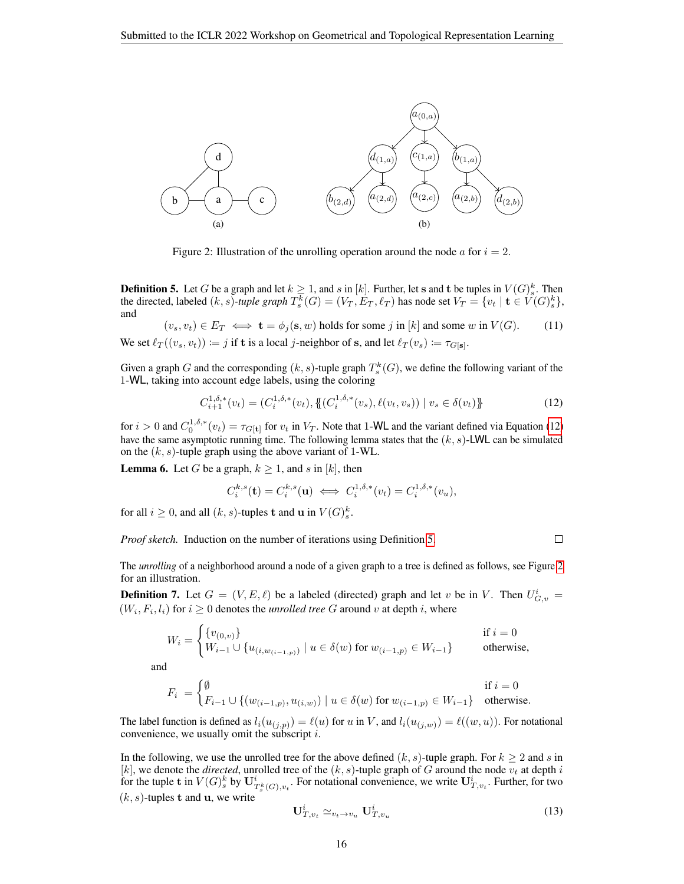Figure 2: Illustration of the unrolling operation around the node $a$ for $i = 2$.

**Definition 5.** Let $G$ be a graph and let $k \geq 1$, and $s$ in $[k]$. Further, let $\mathbf{s}$ and $\mathbf{t}$ be tuples in $V(G)^k_s$. Then the directed, labeled $(k, s)$*-tuple graph* $T^k_s(G) = (V_T, E_T, \ell_T)$ has node set $V_T = \{v_\mathbf{t} \mid \mathbf{t} \in V(G)^k_s\}$, and

$$(v_s, v_t) \in E_T \iff \mathbf{t} = \phi_j(\mathbf{s}, w) \text{ holds for some } j \text{ in } [k] \text{ and some } w \text{ in } V(G). \tag{11}$$

We set $\ell_T((v_s, v_t)) \coloneqq j$ if $\mathbf{t}$ is a local $j$-neighbor of $\mathbf{s}$, and let $\ell_T(v_s) \coloneqq \tau_{G[\mathbf{s}]}$.

Given a graph $G$ and the corresponding $(k, s)$-tuple graph $T^k_s(G)$, we define the following variant of the 1-WL, taking into account edge labels, using the coloring

$$C^{1,\delta,*}_{i+1}(v_t) = (C^{1,\delta,*}_i(v_t), \{\!\!\{(C^{1,\delta,*}_i(v_s), \ell(v_t, v_s)) \mid v_s \in \delta(v_t)\}\!\!\} \tag{12}$$

for $i > 0$ and $C^{1,\delta,*}_0(v_t) = \tau_{G[\mathbf{t}]}$ for $v_t$ in $V_T$. Note that 1-WL and the variant defined via Equation (12) have the same asymptotic running time. The following lemma states that the $(k, s)$-LWL can be simulated on the $(k, s)$-tuple graph using the above variant of 1-WL.

**Lemma 6.** Let $G$ be a graph, $k \geq 1$, and $s$ in $[k]$, then

$$C^{k,s}_i(\mathbf{t}) = C^{k,s}_i(\mathbf{u}) \iff C^{1,\delta,*}_i(v_t) = C^{1,\delta,*}_i(v_u),$$

for all $i \geq 0$, and all $(k, s)$-tuples $\mathbf{t}$ and $\mathbf{u}$ in $V(G)^k_s$.

*Proof sketch.* Induction on the number of iterations using Definition 5. □

The *unrolling* of a neighborhood around a node of a given graph to a tree is defined as follows, see Figure 2 for an illustration.

**Definition 7.** Let $G = (V, E, \ell)$ be a labeled (directed) graph and let $v$ be in $V$. Then $U^i_{G,v} = (W_i, F_i, l_i)$ for $i \geq 0$ denotes the *unrolled tree* $G$ around $v$ at depth $i$, where

$$W_i = \begin{cases} \{v_{(0,v)}\} & \text{if } i = 0 \\ W_{i-1} \cup \{u_{(i, w_{(i-1,p)})} \mid u \in \delta(w) \text{ for } w_{(i-1,p)} \in W_{i-1}\} & \text{otherwise,} \end{cases}$$

and

$$F_i = \begin{cases} \emptyset & \text{if } i = 0 \\ F_{i-1} \cup \{(w_{(i-1,p)}, u_{(i,w)}) \mid u \in \delta(w) \text{ for } w_{(i-1,p)} \in W_{i-1}\} & \text{otherwise.} \end{cases}$$

The label function is defined as $l_i(u_{(j,p)}) = \ell(u)$ for $u$ in $V$, and $l_i(u_{(j,w)}) = \ell((w, u))$. For notational convenience, we usually omit the subscript $i$.

In the following, we use the unrolled tree for the above defined $(k, s)$-tuple graph. For $k \geq 2$ and $s$ in $[k]$, we denote the *directed*, unrolled tree of the $(k, s)$-tuple graph of $G$ around the node $v_t$ at depth $i$ for the tuple $\mathbf{t}$ in $V(G)^k_s$ by $\mathbf{U}^i_{T^k_s(G),v_t}$. For notational convenience, we write $\mathbf{U}^i_{T,v_t}$. Further, for two $(k, s)$-tuples $\mathbf{t}$ and $\mathbf{u}$, we write

$$\mathbf{U}^i_{T,v_t} \simeq_{v_t \to v_u} \mathbf{U}^i_{T,v_u} \tag{13}$$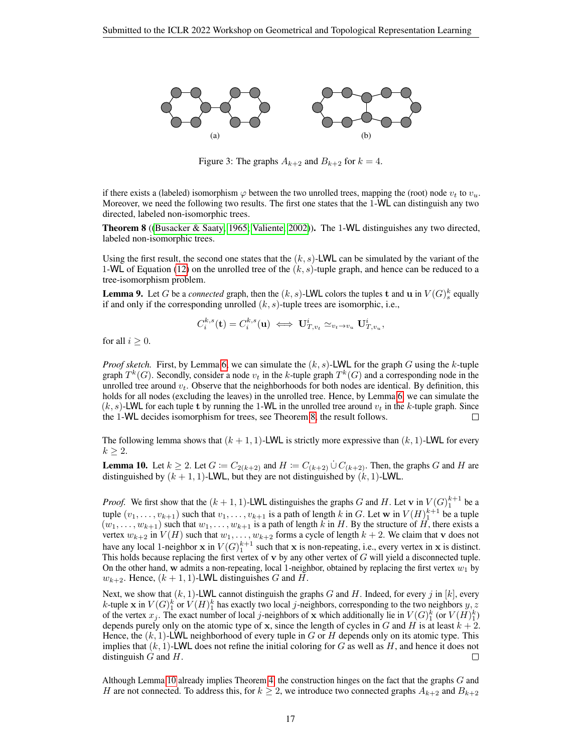(a) (b)

Figure 3: The graphs $A_{k+2}$ and $B_{k+2}$ for $k = 4$.

if there exists a (labeled) isomorphism $\varphi$ between the two unrolled trees, mapping the (root) node $v_t$ to $v_u$. Moreover, we need the following two results. The first one states that the 1-WL can distinguish any two directed, labeled non-isomorphic trees.

**Theorem 8** ((Busacker & Saaty, 1965; Valiente, 2002))**.** The 1-WL distinguishes any two directed, labeled non-isomorphic trees.

Using the first result, the second one states that the $(k, s)$-LWL can be simulated by the variant of the 1-WL of Equation (12) on the unrolled tree of the $(k, s)$-tuple graph, and hence can be reduced to a tree-isomorphism problem.

**Lemma 9.** Let $G$ be a *connected* graph, then the $(k, s)$-LWL colors the tuples $\mathbf{t}$ and $\mathbf{u}$ in $V(G)^k_s$ equally if and only if the corresponding unrolled $(k, s)$-tuple trees are isomorphic, i.e.,

$$C^{k,s}_i(\mathbf{t}) = C^{k,s}_i(\mathbf{u}) \iff \mathbf{U}^i_{T,v_t} \simeq_{v_t \to v_u} \mathbf{U}^i_{T,v_u},$$

for all $i \geq 0$.

*Proof sketch.* First, by Lemma 6, we can simulate the $(k, s)$-LWL for the graph $G$ using the $k$-tuple graph $T^k(G)$. Secondly, consider a node $v_t$ in the $k$-tuple graph $T^k(G)$ and a corresponding node in the unrolled tree around $v_t$. Observe that the neighborhoods for both nodes are identical. By definition, this holds for all nodes (excluding the leaves) in the unrolled tree. Hence, by Lemma 6, we can simulate the $(k, s)$-LWL for each tuple $\mathbf{t}$ by running the 1-WL in the unrolled tree around $v_t$ in the $k$-tuple graph. Since the 1-WL decides isomorphism for trees, see Theorem 8, the result follows. □

The following lemma shows that $(k + 1, 1)$-LWL is strictly more expressive than $(k, 1)$-LWL for every $k \geq 2$.

**Lemma 10.** Let $k \geq 2$. Let $G \coloneqq C_{2(k+2)}$ and $H \coloneqq C_{(k+2)} \,\dot\cup\, C_{(k+2)}$. Then, the graphs $G$ and $H$ are distinguished by $(k + 1, 1)$-LWL, but they are not distinguished by $(k, 1)$-LWL.

*Proof.* We first show that the $(k + 1, 1)$-LWL distinguishes the graphs $G$ and $H$. Let $\mathbf{v}$ in $V(G)^{k+1}_1$ be a tuple $(v_1, \ldots, v_{k+1})$ such that $v_1, \ldots, v_{k+1}$ is a path of length $k$ in $G$. Let $\mathbf{w}$ in $V(H)^{k+1}_1$ be a tuple $(w_1, \ldots, w_{k+1})$ such that $w_1, \ldots, w_{k+1}$ is a path of length $k$ in $H$. By the structure of $H$, there exists a vertex $w_{k+2}$ in $V(H)$ such that $w_1, \ldots, w_{k+2}$ forms a cycle of length $k + 2$. We claim that $\mathbf{v}$ does not have any local 1-neighbor $\mathbf{x}$ in $V(G)^{k+1}_1$ such that $\mathbf{x}$ is non-repeating, i.e., every vertex in $\mathbf{x}$ is distinct. This holds because replacing the first vertex of $\mathbf{v}$ by any other vertex of $G$ will yield a disconnected tuple. On the other hand, $\mathbf{w}$ admits a non-repeating, local 1-neighbor, obtained by replacing the first vertex $w_1$ by $w_{k+2}$. Hence, $(k + 1, 1)$-LWL distinguishes $G$ and $H$.

Next, we show that $(k, 1)$-LWL cannot distinguish the graphs $G$ and $H$. Indeed, for every $j$ in $[k]$, every $k$-tuple $\mathbf{x}$ in $V(G)^k_1$ or $V(H)^k_1$ has exactly two local $j$-neighbors, corresponding to the two neighbors $y, z$ of the vertex $x_j$. The exact number of local $j$-neighbors of $\mathbf{x}$ which additionally lie in $V(G)^k_1$ (or $V(H)^k_1$) depends purely only on the atomic type of $\mathbf{x}$, since the length of cycles in $G$ and $H$ is at least $k + 2$. Hence, the $(k, 1)$-LWL neighborhood of every tuple in $G$ or $H$ depends only on its atomic type. This implies that $(k, 1)$-LWL does not refine the initial coloring for $G$ as well as $H$, and hence it does not distinguish $G$ and $H$. □

Although Lemma 10 already implies Theorem 4, the construction hinges on the fact that the graphs $G$ and $H$ are not connected. To address this, for $k \geq 2$, we introduce two connected graphs $A_{k+2}$ and $B_{k+2}$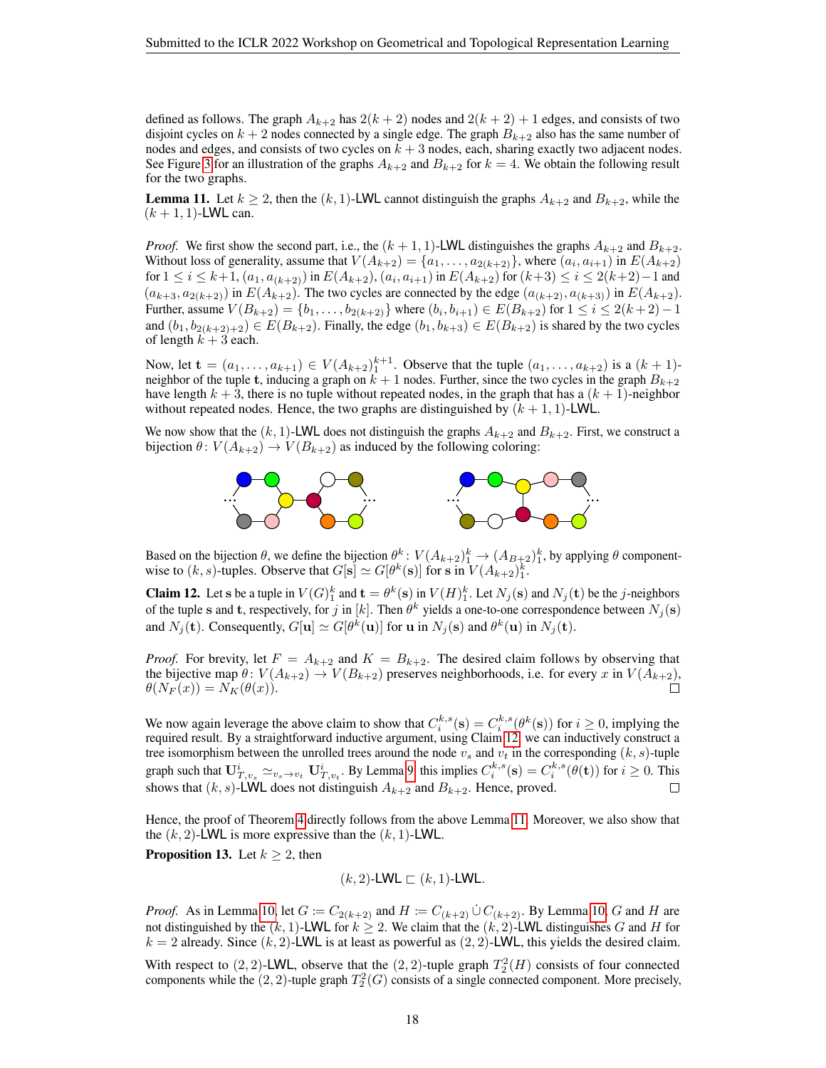defined as follows. The graph $A_{k+2}$ has $2(k+2)$ nodes and $2(k+2)+1$ edges, and consists of two disjoint cycles on $k+2$ nodes connected by a single edge. The graph $B_{k+2}$ also has the same number of nodes and edges, and consists of two cycles on $k+3$ nodes, each, sharing exactly two adjacent nodes. See Figure 3 for an illustration of the graphs $A_{k+2}$ and $B_{k+2}$ for $k=4$. We obtain the following result for the two graphs.

**Lemma 11.** Let $k \geq 2$, then the $(k,1)$-LWL cannot distinguish the graphs $A_{k+2}$ and $B_{k+2}$, while the $(k+1,1)$-LWL can.

*Proof.* We first show the second part, i.e., the $(k+1,1)$-LWL distinguishes the graphs $A_{k+2}$ and $B_{k+2}$. Without loss of generality, assume that $V(A_{k+2}) = \{a_1, \dots, a_{2(k+2)}\}$, where $(a_i, a_{i+1})$ in $E(A_{k+2})$ for $1 \leq i \leq k+1$, $(a_1, a_{(k+2)})$ in $E(A_{k+2})$, $(a_i, a_{i+1})$ in $E(A_{k+2})$ for $(k+3) \leq i \leq 2(k+2)-1$ and $(a_{k+3}, a_{2(k+2)})$ in $E(A_{k+2})$. The two cycles are connected by the edge $(a_{(k+2)}, a_{(k+3)})$ in $E(A_{k+2})$. Further, assume $V(B_{k+2}) = \{b_1, \dots, b_{2(k+2)}\}$ where $(b_i, b_{i+1}) \in E(B_{k+2})$ for $1 \leq i \leq 2(k+2)-1$ and $(b_1, b_{2(k+2)+2}) \in E(B_{k+2})$. Finally, the edge $(b_1, b_{k+3}) \in E(B_{k+2})$ is shared by the two cycles of length $k+3$ each.

Now, let $\mathbf{t} = (a_1, \dots, a_{k+1}) \in V(A_{k+2})_1^{k+1}$. Observe that the tuple $(a_1, \dots, a_{k+2})$ is a $(k+1)$-neighbor of the tuple $\mathbf{t}$, inducing a graph on $k+1$ nodes. Further, since the two cycles in the graph $B_{k+2}$ have length $k+3$, there is no tuple without repeated nodes, in the graph that has a $(k+1)$-neighbor without repeated nodes. Hence, the two graphs are distinguished by $(k+1,1)$-LWL.

We now show that the $(k,1)$-LWL does not distinguish the graphs $A_{k+2}$ and $B_{k+2}$. First, we construct a bijection $\theta \colon V(A_{k+2}) \to V(B_{k+2})$ as induced by the following coloring:

Based on the bijection $\theta$, we define the bijection $\theta^k \colon V(A_{k+2})_1^k \to (A_{B+2})_1^k$, by applying $\theta$ component-wise to $(k,s)$-tuples. Observe that $G[\mathbf{s}] \simeq G[\theta^k(\mathbf{s})]$ for $\mathbf{s}$ in $V(A_{k+2})_1^k$.

**Claim 12.** Let s be a tuple in $V(G)_1^k$ and $\mathbf{t} = \theta^k(\mathbf{s})$ in $V(H)_1^k$. Let $N_j(\mathbf{s})$ and $N_j(\mathbf{t})$ be the $j$-neighbors of the tuple $\mathbf{s}$ and $\mathbf{t}$, respectively, for $j$ in $[k]$. Then $\theta^k$ yields a one-to-one correspondence between $N_j(\mathbf{s})$ and $N_j(\mathbf{t})$. Consequently, $G[\mathbf{u}] \simeq G[\theta^k(\mathbf{u})]$ for $\mathbf{u}$ in $N_j(\mathbf{s})$ and $\theta^k(\mathbf{u})$ in $N_j(\mathbf{t})$.

*Proof.* For brevity, let $F = A_{k+2}$ and $K = B_{k+2}$. The desired claim follows by observing that the bijective map $\theta \colon V(A_{k+2}) \to V(B_{k+2})$ preserves neighborhoods, i.e. for every $x$ in $V(A_{k+2})$, $\theta(N_F(x)) = N_K(\theta(x))$. □

We now again leverage the above claim to show that $C_i^{k,s}(\mathbf{s}) = C_i^{k,s}(\theta^k(\mathbf{s}))$ for $i \geq 0$, implying the required result. By a straightforward inductive argument, using Claim 12, we can inductively construct a tree isomorphism between the unrolled trees around the node $v_s$ and $v_t$ in the corresponding $(k,s)$-tuple graph such that $\mathbf{U}^i_{T,v_s} \simeq_{v_s \to v_t} \mathbf{U}^i_{T,v_t}$. By Lemma 9 this implies $C_i^{k,s}(\mathbf{s}) = C_i^{k,s}(\theta(\mathbf{t}))$ for $i \geq 0$. This shows that $(k,s)$-LWL does not distinguish $A_{k+2}$ and $B_{k+2}$. Hence, proved. □

Hence, the proof of Theorem 4 directly follows from the above Lemma 11. Moreover, we also show that the $(k,2)$-LWL is more expressive than the $(k,1)$-LWL.

**Proposition 13.** Let $k \geq 2$, then

$$(k,2)\text{-LWL} \sqsubset (k,1)\text{-LWL}.$$

*Proof.* As in Lemma 10, let $G \coloneqq C_{2(k+2)}$ and $H \coloneqq C_{(k+2)} \,\dot\cup\, C_{(k+2)}$. By Lemma 10, $G$ and $H$ are not distinguished by the $(k,1)$-LWL for $k \geq 2$. We claim that the $(k,2)$-LWL distinguishes $G$ and $H$ for $k=2$ already. Since $(k,2)$-LWL is at least as powerful as $(2,2)$-LWL, this yields the desired claim.

With respect to $(2,2)$-LWL, observe that the $(2,2)$-tuple graph $T_2^2(H)$ consists of four connected components while the $(2,2)$-tuple graph $T_2^2(G)$ consists of a single connected component. More precisely,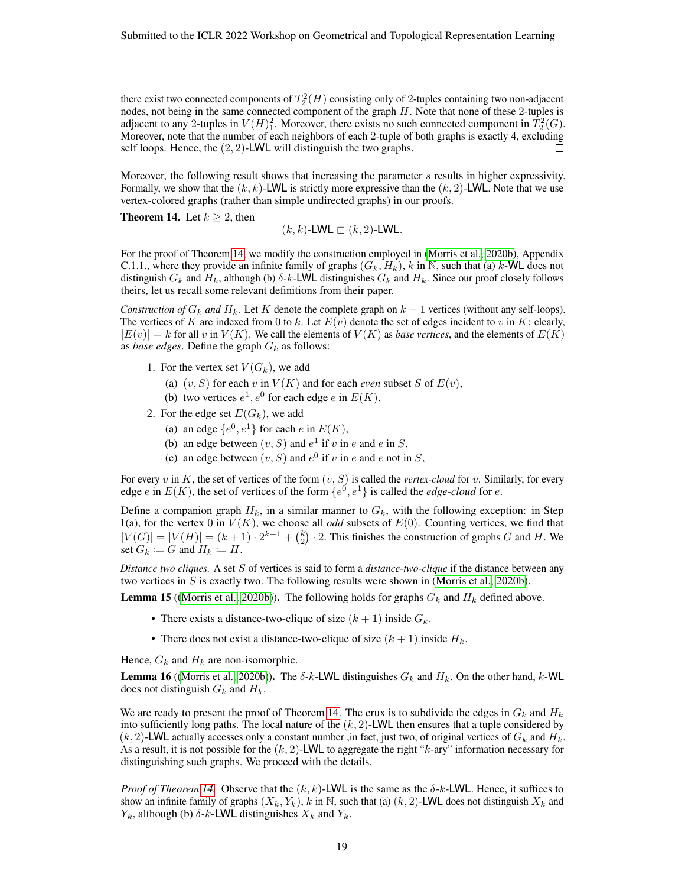there exist two connected components of $T_2^2(H)$ consisting only of 2-tuples containing two non-adjacent nodes, not being in the same connected component of the graph $H$. Note that none of these 2-tuples is adjacent to any 2-tuples in $V(H)_1^2$. Moreover, there exists no such connected component in $T_2^2(G)$. Moreover, note that the number of each neighbors of each 2-tuple of both graphs is exactly 4, excluding self loops. Hence, the $(2, 2)$-LWL will distinguish the two graphs. □

Moreover, the following result shows that increasing the parameter $s$ results in higher expressivity. Formally, we show that the $(k, k)$-LWL is strictly more expressive than the $(k, 2)$-LWL. Note that we use vertex-colored graphs (rather than simple undirected graphs) in our proofs.

**Theorem 14.** Let $k \geq 2$, then

$$(k, k)\text{-LWL} \sqsubset (k, 2)\text{-LWL}.$$

For the proof of Theorem 14, we modify the construction employed in (Morris et al., 2020b), Appendix C.1.1., where they provide an infinite family of graphs $(G_k, H_k)$, $k$ in $\mathbb{N}$, such that (a) $k$-WL does not distinguish $G_k$ and $H_k$, although (b) $\delta$-$k$-LWL distinguishes $G_k$ and $H_k$. Since our proof closely follows theirs, let us recall some relevant definitions from their paper.

*Construction of $G_k$ and $H_k$.* Let $K$ denote the complete graph on $k + 1$ vertices (without any self-loops). The vertices of $K$ are indexed from 0 to $k$. Let $E(v)$ denote the set of edges incident to $v$ in $K$: clearly, $|E(v)| = k$ for all $v$ in $V(K)$. We call the elements of $V(K)$ as *base vertices*, and the elements of $E(K)$ as *base edges*. Define the graph $G_k$ as follows:

1. For the vertex set $V(G_k)$, we add
   (a) $(v, S)$ for each $v$ in $V(K)$ and for each *even* subset $S$ of $E(v)$,
   (b) two vertices $e^1, e^0$ for each edge $e$ in $E(K)$.
2. For the edge set $E(G_k)$, we add
   (a) an edge $\{e^0, e^1\}$ for each $e$ in $E(K)$,
   (b) an edge between $(v, S)$ and $e^1$ if $v$ in $e$ and $e$ in $S$,
   (c) an edge between $(v, S)$ and $e^0$ if $v$ in $e$ and $e$ not in $S$,

For every $v$ in $K$, the set of vertices of the form $(v, S)$ is called the *vertex-cloud* for $v$. Similarly, for every edge $e$ in $E(K)$, the set of vertices of the form $\{e^0, e^1\}$ is called the *edge-cloud* for $e$.

Define a companion graph $H_k$, in a similar manner to $G_k$, with the following exception: in Step 1(a), for the vertex 0 in $V(K)$, we choose all *odd* subsets of $E(0)$. Counting vertices, we find that $|V(G)| = |V(H)| = (k + 1) \cdot 2^{k-1} + \binom{k}{2} \cdot 2$. This finishes the construction of graphs $G$ and $H$. We set $G_k \coloneqq G$ and $H_k \coloneqq H$.

*Distance two cliques.* A set $S$ of vertices is said to form a *distance-two-clique* if the distance between any two vertices in $S$ is exactly two. The following results were shown in (Morris et al., 2020b).

**Lemma 15** ((Morris et al., 2020b)). The following holds for graphs $G_k$ and $H_k$ defined above.

- There exists a distance-two-clique of size $(k + 1)$ inside $G_k$.
- There does not exist a distance-two-clique of size $(k + 1)$ inside $H_k$.

Hence, $G_k$ and $H_k$ are non-isomorphic.

**Lemma 16** ((Morris et al., 2020b)). The $\delta$-$k$-LWL distinguishes $G_k$ and $H_k$. On the other hand, $k$-WL does not distinguish $G_k$ and $H_k$.

We are ready to present the proof of Theorem 14. The crux is to subdivide the edges in $G_k$ and $H_k$ into sufficiently long paths. The local nature of the $(k, 2)$-LWL then ensures that a tuple considered by $(k, 2)$-LWL actually accesses only a constant number ,in fact, just two, of original vertices of $G_k$ and $H_k$. As a result, it is not possible for the $(k, 2)$-LWL to aggregate the right "$k$-ary" information necessary for distinguishing such graphs. We proceed with the details.

*Proof of Theorem 14.* Observe that the $(k, k)$-LWL is the same as the $\delta$-$k$-LWL. Hence, it suffices to show an infinite family of graphs $(X_k, Y_k)$, $k$ in $\mathbb{N}$, such that (a) $(k, 2)$-LWL does not distinguish $X_k$ and $Y_k$, although (b) $\delta$-$k$-LWL distinguishes $X_k$ and $Y_k$.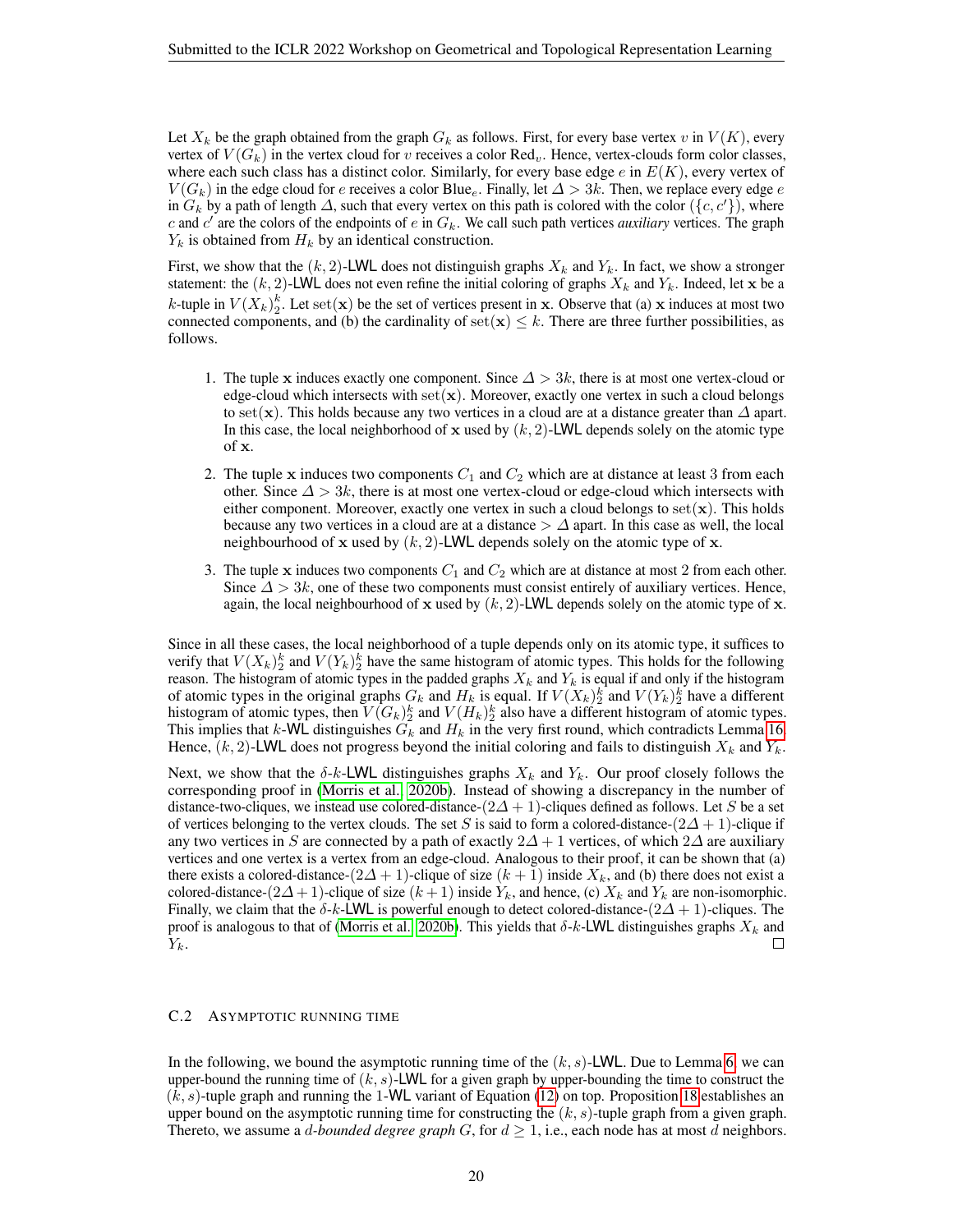Let $X_k$ be the graph obtained from the graph $G_k$ as follows. First, for every base vertex $v$ in $V(K)$, every vertex of $V(G_k)$ in the vertex cloud for $v$ receives a color $\text{Red}_v$. Hence, vertex-clouds form color classes, where each such class has a distinct color. Similarly, for every base edge $e$ in $E(K)$, every vertex of $V(G_k)$ in the edge cloud for $e$ receives a color $\text{Blue}_e$. Finally, let $\Delta > 3k$. Then, we replace every edge $e$ in $G_k$ by a path of length $\Delta$, such that every vertex on this path is colored with the color $(\{c, c'\})$, where $c$ and $c'$ are the colors of the endpoints of $e$ in $G_k$. We call such path vertices *auxiliary* vertices. The graph $Y_k$ is obtained from $H_k$ by an identical construction.

First, we show that the $(k, 2)$-LWL does not distinguish graphs $X_k$ and $Y_k$. In fact, we show a stronger statement: the $(k, 2)$-LWL does not even refine the initial coloring of graphs $X_k$ and $Y_k$. Indeed, let $\mathbf{x}$ be a $k$-tuple in $V(X_k)^k_2$. Let $\text{set}(\mathbf{x})$ be the set of vertices present in $\mathbf{x}$. Observe that (a) $\mathbf{x}$ induces at most two connected components, and (b) the cardinality of $\text{set}(\mathbf{x}) \leq k$. There are three further possibilities, as follows.

1. The tuple $\mathbf{x}$ induces exactly one component. Since $\Delta > 3k$, there is at most one vertex-cloud or edge-cloud which intersects with $\text{set}(\mathbf{x})$. Moreover, exactly one vertex in such a cloud belongs to $\text{set}(\mathbf{x})$. This holds because any two vertices in a cloud are at a distance greater than $\Delta$ apart. In this case, the local neighborhood of $\mathbf{x}$ used by $(k, 2)$-LWL depends solely on the atomic type of $\mathbf{x}$.
2. The tuple $\mathbf{x}$ induces two components $C_1$ and $C_2$ which are at distance at least 3 from each other. Since $\Delta > 3k$, there is at most one vertex-cloud or edge-cloud which intersects with either component. Moreover, exactly one vertex in such a cloud belongs to $\text{set}(\mathbf{x})$. This holds because any two vertices in a cloud are at a distance $> \Delta$ apart. In this case as well, the local neighbourhood of $\mathbf{x}$ used by $(k, 2)$-LWL depends solely on the atomic type of $\mathbf{x}$.
3. The tuple $\mathbf{x}$ induces two components $C_1$ and $C_2$ which are at distance at most 2 from each other. Since $\Delta > 3k$, one of these two components must consist entirely of auxiliary vertices. Hence, again, the local neighbourhood of $\mathbf{x}$ used by $(k, 2)$-LWL depends solely on the atomic type of $\mathbf{x}$.

Since in all these cases, the local neighborhood of a tuple depends only on its atomic type, it suffices to verify that $V(X_k)^k_2$ and $V(Y_k)^k_2$ have the same histogram of atomic types. This holds for the following reason. The histogram of atomic types in the padded graphs $X_k$ and $Y_k$ is equal if and only if the histogram of atomic types in the original graphs $G_k$ and $H_k$ is equal. If $V(X_k)^k_2$ and $V(Y_k)^k_2$ have a different histogram of atomic types, then $V(G_k)^k_2$ and $V(H_k)^k_2$ also have a different histogram of atomic types. This implies that $k$-WL distinguishes $G_k$ and $H_k$ in the very first round, which contradicts Lemma 16. Hence, $(k, 2)$-LWL does not progress beyond the initial coloring and fails to distinguish $X_k$ and $Y_k$.

Next, we show that the $\delta$-$k$-LWL distinguishes graphs $X_k$ and $Y_k$. Our proof closely follows the corresponding proof in (Morris et al., 2020b). Instead of showing a discrepancy in the number of distance-two-cliques, we instead use colored-distance-$(2\Delta + 1)$-cliques defined as follows. Let $S$ be a set of vertices belonging to the vertex clouds. The set $S$ is said to form a colored-distance-$(2\Delta + 1)$-clique if any two vertices in $S$ are connected by a path of exactly $2\Delta + 1$ vertices, of which $2\Delta$ are auxiliary vertices and one vertex is a vertex from an edge-cloud. Analogous to their proof, it can be shown that (a) there exists a colored-distance-$(2\Delta + 1)$-clique of size $(k + 1)$ inside $X_k$, and (b) there does not exist a colored-distance-$(2\Delta + 1)$-clique of size $(k + 1)$ inside $Y_k$, and hence, (c) $X_k$ and $Y_k$ are non-isomorphic. Finally, we claim that the $\delta$-$k$-LWL is powerful enough to detect colored-distance-$(2\Delta + 1)$-cliques. The proof is analogous to that of (Morris et al., 2020b). This yields that $\delta$-$k$-LWL distinguishes graphs $X_k$ and $Y_k$. □

### C.2 Asymptotic running time

In the following, we bound the asymptotic running time of the $(k, s)$-LWL. Due to Lemma 6, we can upper-bound the running time of $(k, s)$-LWL for a given graph by upper-bounding the time to construct the $(k, s)$-tuple graph and running the 1-WL variant of Equation (12) on top. Proposition 18 establishes an upper bound on the asymptotic running time for constructing the $(k, s)$-tuple graph from a given graph. Thereto, we assume a *$d$-bounded degree graph* $G$, for $d \geq 1$, i.e., each node has at most $d$ neighbors.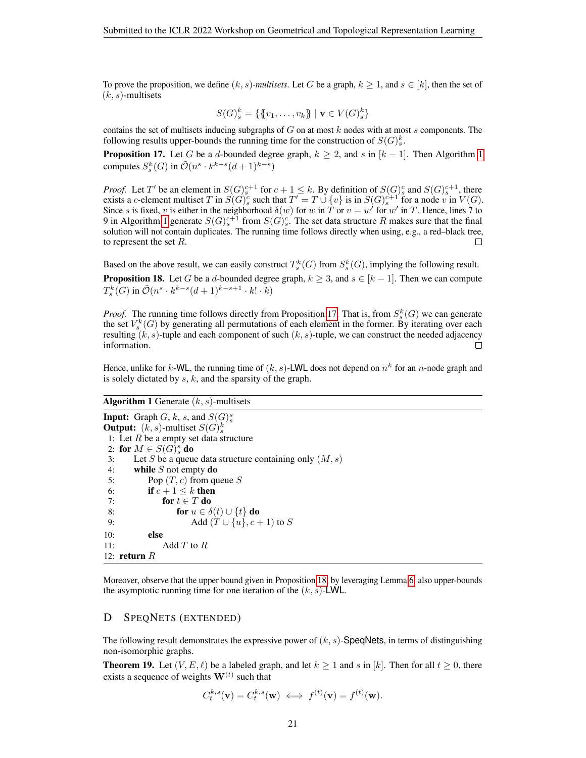To prove the proposition, we define $(k, s)$-*multisets*. Let $G$ be a graph, $k \geq 1$, and $s \in [k]$, then the set of $(k, s)$-multisets

$$S(G)^k_s = \{\{\!\{v_1, \ldots, v_k\}\!\} \mid \mathbf{v} \in V(G)^k_s\}$$

contains the set of multisets inducing subgraphs of $G$ on at most $k$ nodes with at most $s$ components. The following results upper-bounds the running time for the construction of $S(G)^k_s$.

**Proposition 17.** Let $G$ be a $d$-bounded degree graph, $k \geq 2$, and $s$ in $[k-1]$. Then Algorithm 1 computes $S^k_s(G)$ in $\tilde{\mathcal{O}}(n^s \cdot k^{k-s}(d+1)^{k-s})$

*Proof.* Let $T'$ be an element in $S(G)^{c+1}_s$ for $c+1 \leq k$. By definition of $S(G)^c_s$ and $S(G)^{c+1}_s$, there exists a $c$-element multiset $T$ in $S(G)^c_s$ such that $T' = T \cup \{v\}$ is in $S(G)^{c+1}_s$ for a node $v$ in $V(G)$. Since $s$ is fixed, $v$ is either in the neighborhood $\delta(w)$ for $w$ in $T$ or $v = w'$ for $w'$ in $T$. Hence, lines 7 to 9 in Algorithm 1 generate $S(G)^{c+1}_s$ from $S(G)^c_s$. The set data structure $R$ makes sure that the final solution will not contain duplicates. The running time follows directly when using, e.g., a red–black tree, to represent the set $R$. □

Based on the above result, we can easily construct $T^k_s(G)$ from $S^k_s(G)$, implying the following result.

**Proposition 18.** Let $G$ be a $d$-bounded degree graph, $k \geq 3$, and $s \in [k-1]$. Then we can compute $T^k_s(G)$ in $\tilde{\mathcal{O}}(n^s \cdot k^{k-s}(d+1)^{k-s+1} \cdot k! \cdot k)$

*Proof.* The running time follows directly from Proposition 17. That is, from $S^k_s(G)$ we can generate the set $V^k_s(G)$ by generating all permutations of each element in the former. By iterating over each resulting $(k, s)$-tuple and each component of such $(k, s)$-tuple, we can construct the needed adjacency information. □

Hence, unlike for $k$-WL, the running time of $(k, s)$-LWL does not depend on $n^k$ for an $n$-node graph and is solely dictated by $s$, $k$, and the sparsity of the graph.

**Algorithm 1** Generate $(k, s)$-multisets

```
Input: Graph G, k, s, and S(G)^s_s
Output: (k, s)-multiset S(G)^k_s
 1: Let R be a empty set data structure
 2: for M ∈ S(G)^s_s do
 3:     Let S be a queue data structure containing only (M, s)
 4:     while S not empty do
 5:         Pop (T, c) from queue S
 6:         if c + 1 ≤ k then
 7:             for t ∈ T do
 8:                 for u ∈ δ(t) ∪ {t} do
 9:                     Add (T ∪ {u}, c + 1) to S
10:         else
11:             Add T to R
12: return R
```

Moreover, observe that the upper bound given in Proposition 18, by leveraging Lemma 6, also upper-bounds the asymptotic running time for one iteration of the $(k, s)$-LWL.

## D SpeqNets (Extended)

The following result demonstrates the expressive power of $(k, s)$-SpeqNets, in terms of distinguishing non-isomorphic graphs.

**Theorem 19.** Let $(V, E, \ell)$ be a labeled graph, and let $k \geq 1$ and $s$ in $[k]$. Then for all $t \geq 0$, there exists a sequence of weights $\mathbf{W}^{(t)}$ such that

$$C^{k,s}_t(\mathbf{v}) = C^{k,s}_t(\mathbf{w}) \iff f^{(t)}(\mathbf{v}) = f^{(t)}(\mathbf{w}).$$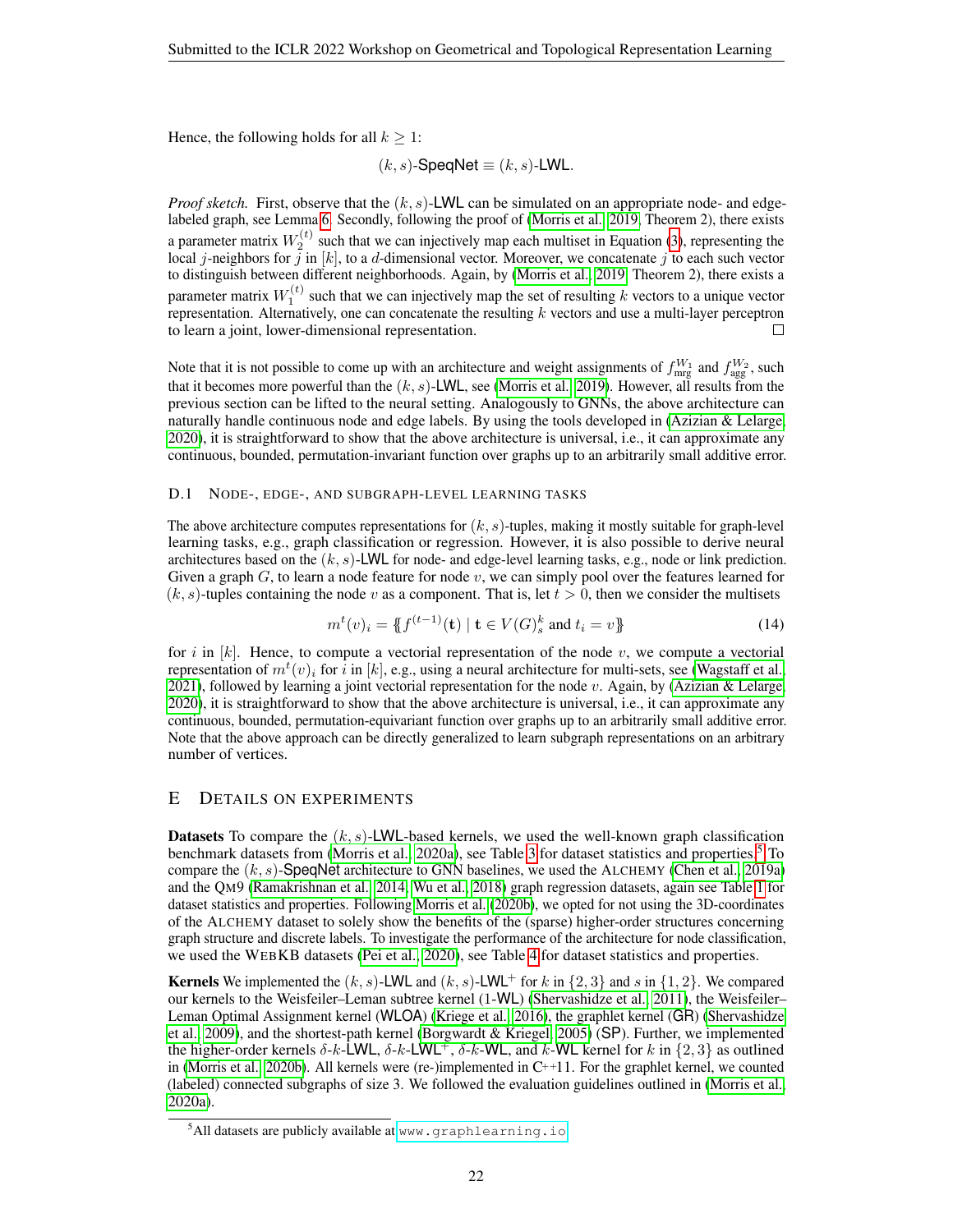Hence, the following holds for all $k \geq 1$:

$$(k, s)\text{-SpeqNet} \equiv (k, s)\text{-LWL}.$$

*Proof sketch.* First, observe that the $(k, s)$-LWL can be simulated on an appropriate node- and edge-labeled graph, see Lemma 6. Secondly, following the proof of (Morris et al., 2019, Theorem 2), there exists a parameter matrix $W_2^{(t)}$ such that we can injectively map each multiset in Equation (3), representing the local $j$-neighbors for $j$ in $[k]$, to a $d$-dimensional vector. Moreover, we concatenate $j$ to each such vector to distinguish between different neighborhoods. Again, by (Morris et al., 2019, Theorem 2), there exists a parameter matrix $W_1^{(t)}$ such that we can injectively map the set of resulting $k$ vectors to a unique vector representation. Alternatively, one can concatenate the resulting $k$ vectors and use a multi-layer perceptron to learn a joint, lower-dimensional representation. □

Note that it is not possible to come up with an architecture and weight assignments of $f_{\text{mrg}}^{W_1}$ and $f_{\text{agg}}^{W_2}$, such that it becomes more powerful than the $(k, s)$-LWL, see (Morris et al., 2019). However, all results from the previous section can be lifted to the neural setting. Analogously to GNNs, the above architecture can naturally handle continuous node and edge labels. By using the tools developed in (Azizian & Lelarge, 2020), it is straightforward to show that the above architecture is universal, i.e., it can approximate any continuous, bounded, permutation-invariant function over graphs up to an arbitrarily small additive error.

### D.1 Node-, edge-, and subgraph-level learning tasks

The above architecture computes representations for $(k, s)$-tuples, making it mostly suitable for graph-level learning tasks, e.g., graph classification or regression. However, it is also possible to derive neural architectures based on the $(k, s)$-LWL for node- and edge-level learning tasks, e.g., node or link prediction. Given a graph $G$, to learn a node feature for node $v$, we can simply pool over the features learned for $(k, s)$-tuples containing the node $v$ as a component. That is, let $t > 0$, then we consider the multisets

$$m^t(v)_i = \{\!\!\{ f^{(t-1)}(\mathbf{t}) \mid \mathbf{t} \in V(G)_s^k \text{ and } t_i = v \}\!\!\} \tag{14}$$

for $i$ in $[k]$. Hence, to compute a vectorial representation of the node $v$, we compute a vectorial representation of $m^t(v)_i$ for $i$ in $[k]$, e.g., using a neural architecture for multi-sets, see (Wagstaff et al., 2021), followed by learning a joint vectorial representation for the node $v$. Again, by (Azizian & Lelarge, 2020), it is straightforward to show that the above architecture is universal, i.e., it can approximate any continuous, bounded, permutation-equivariant function over graphs up to an arbitrarily small additive error. Note that the above approach can be directly generalized to learn subgraph representations on an arbitrary number of vertices.

## E Details on experiments

**Datasets** To compare the $(k, s)$-LWL-based kernels, we used the well-known graph classification benchmark datasets from (Morris et al., 2020a), see Table 3 for dataset statistics and properties.[5] To compare the $(k, s)$-SpeqNet architecture to GNN baselines, we used the ALCHEMY (Chen et al., 2019a) and the QM9 (Ramakrishnan et al., 2014; Wu et al., 2018) graph regression datasets, again see Table 1 for dataset statistics and properties. Following Morris et al. (2020b), we opted for not using the 3D-coordinates of the ALCHEMY dataset to solely show the benefits of the (sparse) higher-order structures concerning graph structure and discrete labels. To investigate the performance of the architecture for node classification, we used the WEBKB datasets (Pei et al., 2020), see Table 4 for dataset statistics and properties.

**Kernels** We implemented the $(k, s)$-LWL and $(k, s)$-LWL$^+$ for $k$ in $\{2, 3\}$ and $s$ in $\{1, 2\}$. We compared our kernels to the Weisfeiler–Leman subtree kernel (1-WL) (Shervashidze et al., 2011), the Weisfeiler–Leman Optimal Assignment kernel (WLOA) (Kriege et al., 2016), the graphlet kernel (GR) (Shervashidze et al., 2009), and the shortest-path kernel (Borgwardt & Kriegel, 2005) (SP). Further, we implemented the higher-order kernels $\delta$-$k$-LWL, $\delta$-$k$-LWL$^+$, $\delta$-$k$-WL, and $k$-WL kernel for $k$ in $\{2, 3\}$ as outlined in (Morris et al., 2020b). All kernels were (re-)implemented in C++11. For the graphlet kernel, we counted (labeled) connected subgraphs of size 3. We followed the evaluation guidelines outlined in (Morris et al., 2020a).

[5] All datasets are publicly available at www.graphlearning.io.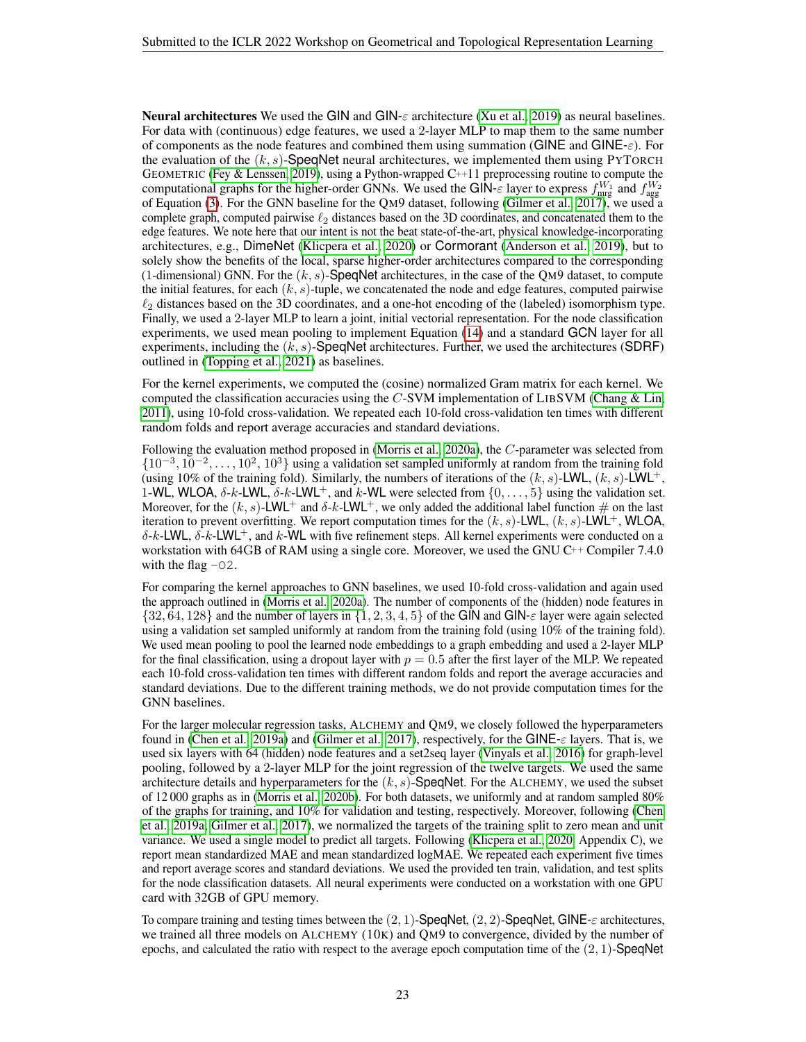**Neural architectures** We used the GIN and GIN-$\varepsilon$ architecture (Xu et al., 2019) as neural baselines. For data with (continuous) edge features, we used a 2-layer MLP to map them to the same number of components as the node features and combined them using summation (GINE and GINE-$\varepsilon$). For the evaluation of the $(k, s)$-SpeqNet neural architectures, we implemented them using PyTorch Geometric (Fey & Lenssen, 2019), using a Python-wrapped C++11 preprocessing routine to compute the computational graphs for the higher-order GNNs. We used the GIN-$\varepsilon$ layer to express $f_{\text{mrg}}^{W_1}$ and $f_{\text{agg}}^{W_2}$ of Equation (3). For the GNN baseline for the QM9 dataset, following (Gilmer et al., 2017), we used a complete graph, computed pairwise $\ell_2$ distances based on the 3D coordinates, and concatenated them to the edge features. We note here that our intent is not the beat state-of-the-art, physical knowledge-incorporating architectures, e.g., DimeNet (Klicpera et al., 2020) or Cormorant (Anderson et al., 2019), but to solely show the benefits of the local, sparse higher-order architectures compared to the corresponding (1-dimensional) GNN. For the $(k, s)$-SpeqNet architectures, in the case of the QM9 dataset, to compute the initial features, for each $(k, s)$-tuple, we concatenated the node and edge features, computed pairwise $\ell_2$ distances based on the 3D coordinates, and a one-hot encoding of the (labeled) isomorphism type. Finally, we used a 2-layer MLP to learn a joint, initial vectorial representation. For the node classification experiments, we used mean pooling to implement Equation (14) and a standard GCN layer for all experiments, including the $(k, s)$-SpeqNet architectures. Further, we used the architectures (SDRF) outlined in (Topping et al., 2021) as baselines.

For the kernel experiments, we computed the (cosine) normalized Gram matrix for each kernel. We computed the classification accuracies using the $C$-SVM implementation of LibSVM (Chang & Lin, 2011), using 10-fold cross-validation. We repeated each 10-fold cross-validation ten times with different random folds and report average accuracies and standard deviations.

Following the evaluation method proposed in (Morris et al., 2020a), the $C$-parameter was selected from $\{10^{-3}, 10^{-2}, \dots, 10^{2}, 10^{3}\}$ using a validation set sampled uniformly at random from the training fold (using 10% of the training fold). Similarly, the numbers of iterations of the $(k, s)$-LWL, $(k, s)$-LWL$^{+}$, 1-WL, WLOA, $\delta$-$k$-LWL, $\delta$-$k$-LWL$^{+}$, and $k$-WL were selected from $\{0, \dots, 5\}$ using the validation set. Moreover, for the $(k, s)$-LWL$^{+}$ and $\delta$-$k$-LWL$^{+}$, we only added the additional label function $\#$ on the last iteration to prevent overfitting. We report computation times for the $(k, s)$-LWL, $(k, s)$-LWL$^{+}$, WLOA, $\delta$-$k$-LWL, $\delta$-$k$-LWL$^{+}$, and $k$-WL with five refinement steps. All kernel experiments were conducted on a workstation with 64GB of RAM using a single core. Moreover, we used the GNU C++ Compiler 7.4.0 with the flag `-O2`.

For comparing the kernel approaches to GNN baselines, we used 10-fold cross-validation and again used the approach outlined in (Morris et al., 2020a). The number of components of the (hidden) node features in $\{32, 64, 128\}$ and the number of layers in $\{1, 2, 3, 4, 5\}$ of the GIN and GIN-$\varepsilon$ layer were again selected using a validation set sampled uniformly at random from the training fold (using 10% of the training fold). We used mean pooling to pool the learned node embeddings to a graph embedding and used a 2-layer MLP for the final classification, using a dropout layer with $p = 0.5$ after the first layer of the MLP. We repeated each 10-fold cross-validation ten times with different random folds and report the average accuracies and standard deviations. Due to the different training methods, we do not provide computation times for the GNN baselines.

For the larger molecular regression tasks, Alchemy and QM9, we closely followed the hyperparameters found in (Chen et al., 2019a) and (Gilmer et al., 2017), respectively, for the GINE-$\varepsilon$ layers. That is, we used six layers with 64 (hidden) node features and a set2seq layer (Vinyals et al., 2016) for graph-level pooling, followed by a 2-layer MLP for the joint regression of the twelve targets. We used the same architecture details and hyperparameters for the $(k, s)$-SpeqNet. For the Alchemy, we used the subset of 12 000 graphs as in (Morris et al., 2020b). For both datasets, we uniformly and at random sampled 80% of the graphs for training, and 10% for validation and testing, respectively. Moreover, following (Chen et al., 2019a; Gilmer et al., 2017), we normalized the targets of the training split to zero mean and unit variance. We used a single model to predict all targets. Following (Klicpera et al., 2020, Appendix C), we report mean standardized MAE and mean standardized logMAE. We repeated each experiment five times and report average scores and standard deviations. We used the provided ten train, validation, and test splits for the node classification datasets. All neural experiments were conducted on a workstation with one GPU card with 32GB of GPU memory.

To compare training and testing times between the $(2, 1)$-SpeqNet, $(2, 2)$-SpeqNet, GINE-$\varepsilon$ architectures, we trained all three models on Alchemy (10k) and QM9 to convergence, divided by the number of epochs, and calculated the ratio with respect to the average epoch computation time of the $(2, 1)$-SpeqNet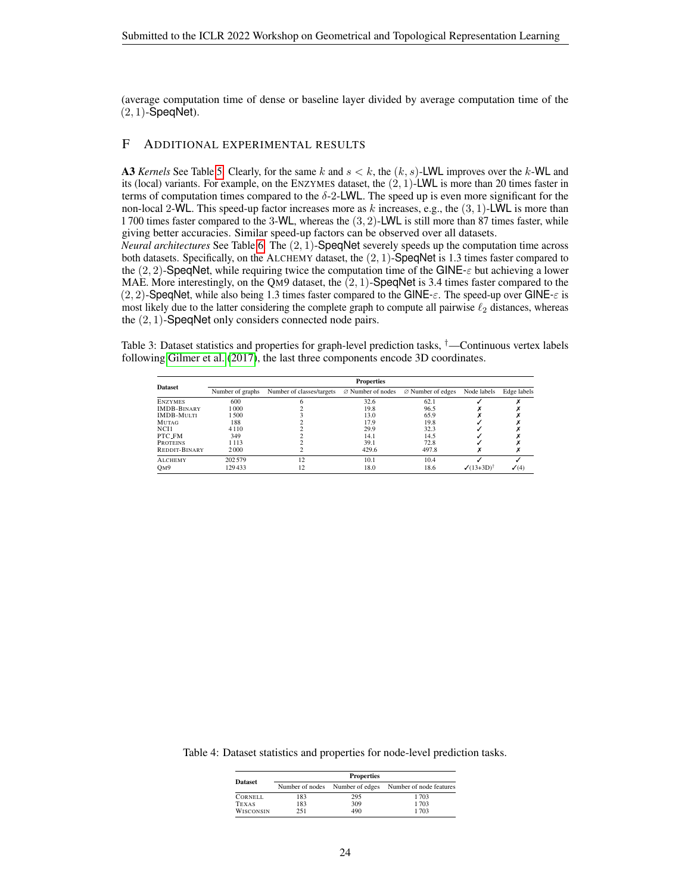(average computation time of dense or baseline layer divided by average computation time of the $(2,1)$-SpeqNet).

## F Additional experimental results

**A3** *Kernels* See Table 5. Clearly, for the same $k$ and $s < k$, the $(k,s)$-LWL improves over the $k$-WL and its (local) variants. For example, on the Enzymes dataset, the $(2,1)$-LWL is more than 20 times faster in terms of computation times compared to the $\delta$-2-LWL. The speed up is even more significant for the non-local 2-WL. This speed-up factor increases more as $k$ increases, e.g., the $(3,1)$-LWL is more than 1 700 times faster compared to the 3-WL, whereas the $(3,2)$-LWL is still more than 87 times faster, while giving better accuracies. Similar speed-up factors can be observed over all datasets.

*Neural architectures* See Table 6. The $(2,1)$-SpeqNet severely speeds up the computation time across both datasets. Specifically, on the Alchemy dataset, the $(2,1)$-SpeqNet is 1.3 times faster compared to the $(2,2)$-SpeqNet, while requiring twice the computation time of the GINE-$\varepsilon$ but achieving a lower MAE. More interestingly, on the Qm9 dataset, the $(2,1)$-SpeqNet is 3.4 times faster compared to the $(2,2)$-SpeqNet, while also being 1.3 times faster compared to the GINE-$\varepsilon$. The speed-up over GINE-$\varepsilon$ is most likely due to the latter considering the complete graph to compute all pairwise $\ell_2$ distances, whereas the $(2,1)$-SpeqNet only considers connected node pairs.

Table 3: Dataset statistics and properties for graph-level prediction tasks, †—Continuous vertex labels following Gilmer et al. (2017), the last three components encode 3D coordinates.

| Dataset | Properties | | | | | |
|---|---|---|---|---|---|---|
| | Number of graphs | Number of classes/targets | ∅ Number of nodes | ∅ Number of edges | Node labels | Edge labels |
| Enzymes | 600 | 6 | 32.6 | 62.1 | ✓ | ✗ |
| IMDB-Binary | 1 000 | 2 | 19.8 | 96.5 | ✗ | ✗ |
| IMDB-Multi | 1 500 | 3 | 13.0 | 65.9 | ✗ | ✗ |
| Mutag | 188 | 2 | 17.9 | 19.8 | ✓ | ✗ |
| NCI1 | 4 110 | 2 | 29.9 | 32.3 | ✓ | ✗ |
| PTC_FM | 349 | 2 | 14.1 | 14.5 | ✓ | ✗ |
| Proteins | 1 113 | 2 | 39.1 | 72.8 | ✓ | ✗ |
| Reddit-Binary | 2 000 | 2 | 429.6 | 497.8 | ✗ | ✗ |
| Alchemy | 202 579 | 12 | 10.1 | 10.4 | ✓ | ✓ |
| Qm9 | 129 433 | 12 | 18.0 | 18.6 | ✓(13+3D)† | ✓(4) |

Table 4: Dataset statistics and properties for node-level prediction tasks.

| Dataset | Properties | | |
|---|---|---|---|
| | Number of nodes | Number of edges | Number of node features |
| Cornell | 183 | 295 | 1 703 |
| Texas | 183 | 309 | 1 703 |
| Wisconsin | 251 | 490 | 1 703 |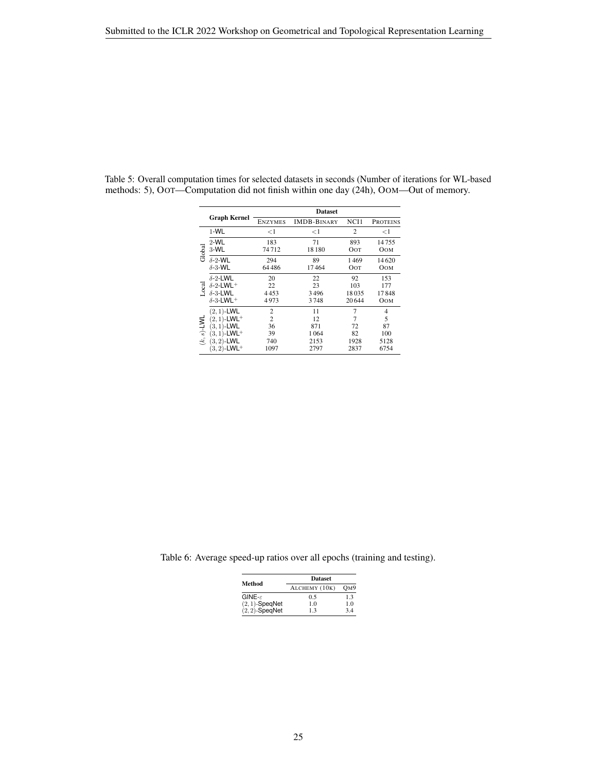Table 5: Overall computation times for selected datasets in seconds (Number of iterations for WL-based methods: 5), OOT—Computation did not finish within one day (24h), OOM—Out of memory.

| | Graph Kernel | Dataset | | | |
|---|---|---|---|---|---|
| | | ENZYMES | IMDB-BINARY | NCI1 | PROTEINS |
| | 1-WL | <1 | <1 | 2 | <1 |
| Global | 2-WL | 183 | 71 | 893 | 14 755 |
| | 3-WL | 74 712 | 18 180 | OOT | OOM |
| | $\delta$-2-WL | 294 | 89 | 1 469 | 14 620 |
| | $\delta$-3-WL | 64 486 | 17 464 | OOT | OOM |
| Local | $\delta$-2-LWL | 20 | 22 | 92 | 153 |
| | $\delta$-2-LWL$^+$ | 22 | 23 | 103 | 177 |
| | $\delta$-3-LWL | 4 453 | 3 496 | 18 035 | 17 848 |
| | $\delta$-3-LWL$^+$ | 4 973 | 3 748 | 20 644 | OOM |
| $(k, s)$-LWL | $(2, 1)$-LWL | 2 | 11 | 7 | 4 |
| | $(2, 1)$-LWL$^+$ | 2 | 12 | 7 | 5 |
| | $(3, 1)$-LWL | 36 | 871 | 72 | 87 |
| | $(3, 1)$-LWL$^+$ | 39 | 1 064 | 82 | 100 |
| | $(3, 2)$-LWL | 740 | 2153 | 1928 | 5128 |
| | $(3, 2)$-LWL$^+$ | 1097 | 2797 | 2837 | 6754 |

Table 6: Average speed-up ratios over all epochs (training and testing).

| Method | Dataset | |
|---|---|---|
| | ALCHEMY (10K) | QM9 |
| GINE-$\varepsilon$ | 0.5 | 1.3 |
| $(2, 1)$-SpeqNet | 1.0 | 1.0 |
| $(2, 2)$-SpeqNet | 1.3 | 3.4 |